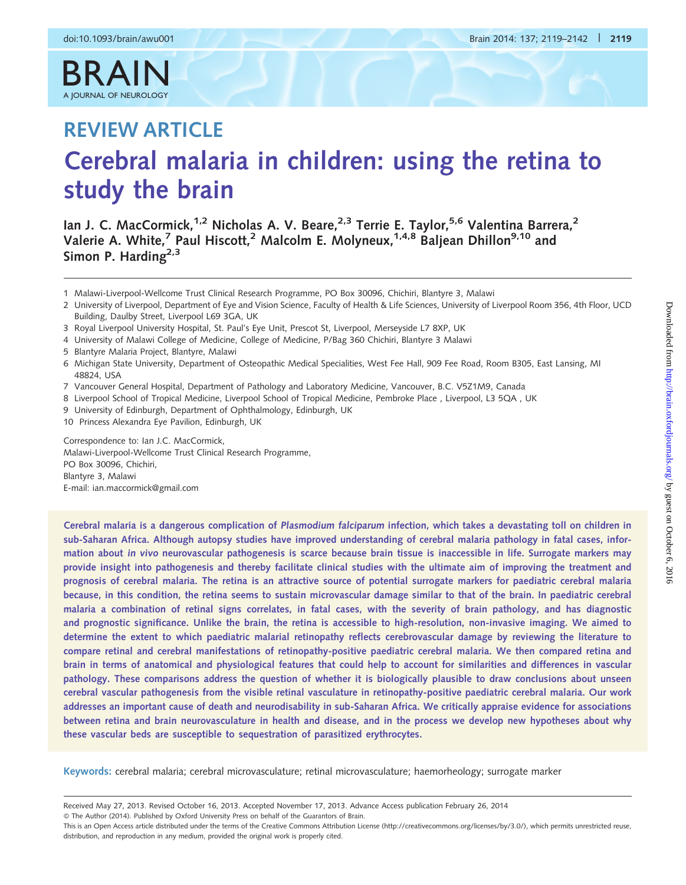# REVIEW ARTICLE

# Cerebral malaria in children: using the retina to study the brain

Ian J. C. MacCormick,[1,2] Nicholas A. V. Beare,[2,3] Terrie E. Taylor,[5,6] Valentina Barrera,[2] Valerie A. White,[7] Paul Hiscott,[2] Malcolm E. Molyneux,[1,4,8] Baljean Dhillon[9,10] and Simon P. Harding[2,3]

1 Malawi-Liverpool-Wellcome Trust Clinical Research Programme, PO Box 30096, Chichiri, Blantyre 3, Malawi
2 University of Liverpool, Department of Eye and Vision Science, Faculty of Health & Life Sciences, University of Liverpool Room 356, 4th Floor, UCD Building, Daulby Street, Liverpool L69 3GA, UK
3 Royal Liverpool University Hospital, St. Paul's Eye Unit, Prescot St, Liverpool, Merseyside L7 8XP, UK
4 University of Malawi College of Medicine, College of Medicine, P/Bag 360 Chichiri, Blantyre 3 Malawi
5 Blantyre Malaria Project, Blantyre, Malawi
6 Michigan State University, Department of Osteopathic Medical Specialities, West Fee Hall, 909 Fee Road, Room B305, East Lansing, MI 48824, USA
7 Vancouver General Hospital, Department of Pathology and Laboratory Medicine, Vancouver, B.C. V5Z1M9, Canada
8 Liverpool School of Tropical Medicine, Liverpool School of Tropical Medicine, Pembroke Place , Liverpool, L3 5QA , UK
9 University of Edinburgh, Department of Ophthalmology, Edinburgh, UK
10 Princess Alexandra Eye Pavilion, Edinburgh, UK

Correspondence to: Ian J.C. MacCormick,
Malawi-Liverpool-Wellcome Trust Clinical Research Programme,
PO Box 30096, Chichiri,
Blantyre 3, Malawi
E-mail: ian.maccormick@gmail.com

**Cerebral malaria is a dangerous complication of *Plasmodium falciparum* infection, which takes a devastating toll on children in sub-Saharan Africa. Although autopsy studies have improved understanding of cerebral malaria pathology in fatal cases, information about *in vivo* neurovascular pathogenesis is scarce because brain tissue is inaccessible in life. Surrogate markers may provide insight into pathogenesis and thereby facilitate clinical studies with the ultimate aim of improving the treatment and prognosis of cerebral malaria. The retina is an attractive source of potential surrogate markers for paediatric cerebral malaria because, in this condition, the retina seems to sustain microvascular damage similar to that of the brain. In paediatric cerebral malaria a combination of retinal signs correlates, in fatal cases, with the severity of brain pathology, and has diagnostic and prognostic significance. Unlike the brain, the retina is accessible to high-resolution, non-invasive imaging. We aimed to determine the extent to which paediatric malarial retinopathy reflects cerebrovascular damage by reviewing the literature to compare retinal and cerebral manifestations of retinopathy-positive paediatric cerebral malaria. We then compared retina and brain in terms of anatomical and physiological features that could help to account for similarities and differences in vascular pathology. These comparisons address the question of whether it is biologically plausible to draw conclusions about unseen cerebral vascular pathogenesis from the visible retinal vasculature in retinopathy-positive paediatric cerebral malaria. Our work addresses an important cause of death and neurodisability in sub-Saharan Africa. We critically appraise evidence for associations between retina and brain neurovasculature in health and disease, and in the process we develop new hypotheses about why these vascular beds are susceptible to sequestration of parasitized erythrocytes.**

**Keywords:** cerebral malaria; cerebral microvasculature; retinal microvasculature; haemorheology; surrogate marker

Received May 27, 2013. Revised October 16, 2013. Accepted November 17, 2013. Advance Access publication February 26, 2014
© The Author (2014). Published by Oxford University Press on behalf of the Guarantors of Brain.
This is an Open Access article distributed under the terms of the Creative Commons Attribution License (http://creativecommons.org/licenses/by/3.0/), which permits unrestricted reuse, distribution, and reproduction in any medium, provided the original work is properly cited.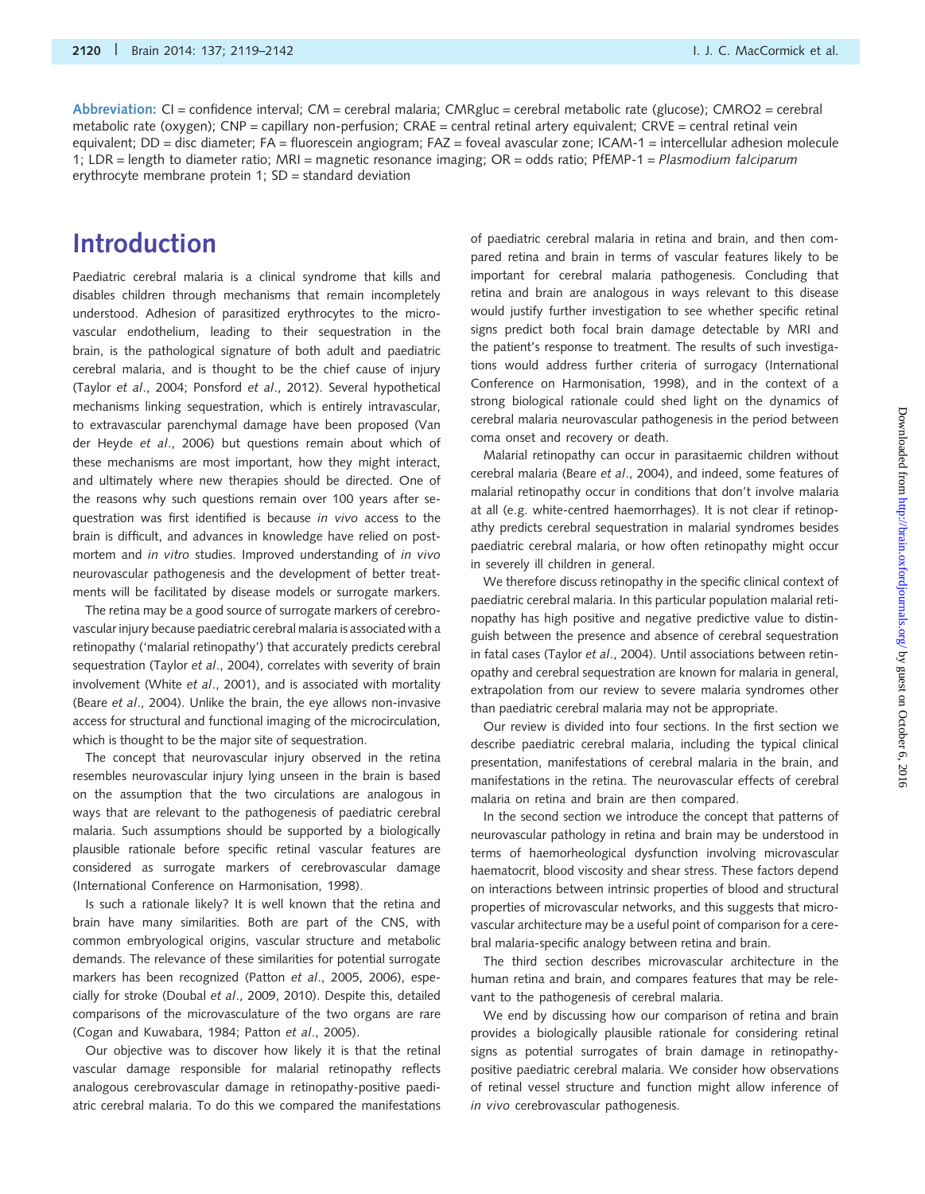**Abbreviation:** CI = confidence interval; CM = cerebral malaria; CMRgluc = cerebral metabolic rate (glucose); CMRO2 = cerebral metabolic rate (oxygen); CNP = capillary non-perfusion; CRAE = central retinal artery equivalent; CRVE = central retinal vein equivalent; DD = disc diameter; FA = fluorescein angiogram; FAZ = foveal avascular zone; ICAM-1 = intercellular adhesion molecule 1; LDR = length to diameter ratio; MRI = magnetic resonance imaging; OR = odds ratio; PfEMP-1 = *Plasmodium falciparum* erythrocyte membrane protein 1; SD = standard deviation

# Introduction

Paediatric cerebral malaria is a clinical syndrome that kills and disables children through mechanisms that remain incompletely understood. Adhesion of parasitized erythrocytes to the microvascular endothelium, leading to their sequestration in the brain, is the pathological signature of both adult and paediatric cerebral malaria, and is thought to be the chief cause of injury (Taylor *et al*., 2004; Ponsford *et al*., 2012). Several hypothetical mechanisms linking sequestration, which is entirely intravascular, to extravascular parenchymal damage have been proposed (Van der Heyde *et al*., 2006) but questions remain about which of these mechanisms are most important, how they might interact, and ultimately where new therapies should be directed. One of the reasons why such questions remain over 100 years after sequestration was first identified is because *in vivo* access to the brain is difficult, and advances in knowledge have relied on post-mortem and *in vitro* studies. Improved understanding of *in vivo* neurovascular pathogenesis and the development of better treatments will be facilitated by disease models or surrogate markers.

The retina may be a good source of surrogate markers of cerebrovascular injury because paediatric cerebral malaria is associated with a retinopathy ('malarial retinopathy') that accurately predicts cerebral sequestration (Taylor *et al*., 2004), correlates with severity of brain involvement (White *et al*., 2001), and is associated with mortality (Beare *et al*., 2004). Unlike the brain, the eye allows non-invasive access for structural and functional imaging of the microcirculation, which is thought to be the major site of sequestration.

The concept that neurovascular injury observed in the retina resembles neurovascular injury lying unseen in the brain is based on the assumption that the two circulations are analogous in ways that are relevant to the pathogenesis of paediatric cerebral malaria. Such assumptions should be supported by a biologically plausible rationale before specific retinal vascular features are considered as surrogate markers of cerebrovascular damage (International Conference on Harmonisation, 1998).

Is such a rationale likely? It is well known that the retina and brain have many similarities. Both are part of the CNS, with common embryological origins, vascular structure and metabolic demands. The relevance of these similarities for potential surrogate markers has been recognized (Patton *et al*., 2005, 2006), especially for stroke (Doubal *et al*., 2009, 2010). Despite this, detailed comparisons of the microvasculature of the two organs are rare (Cogan and Kuwabara, 1984; Patton *et al*., 2005).

Our objective was to discover how likely it is that the retinal vascular damage responsible for malarial retinopathy reflects analogous cerebrovascular damage in retinopathy-positive paediatric cerebral malaria. To do this we compared the manifestations of paediatric cerebral malaria in retina and brain, and then compared retina and brain in terms of vascular features likely to be important for cerebral malaria pathogenesis. Concluding that retina and brain are analogous in ways relevant to this disease would justify further investigation to see whether specific retinal signs predict both focal brain damage detectable by MRI and the patient's response to treatment. The results of such investigations would address further criteria of surrogacy (International Conference on Harmonisation, 1998), and in the context of a strong biological rationale could shed light on the dynamics of cerebral malaria neurovascular pathogenesis in the period between coma onset and recovery or death.

Malarial retinopathy can occur in parasitaemic children without cerebral malaria (Beare *et al*., 2004), and indeed, some features of malarial retinopathy occur in conditions that don't involve malaria at all (e.g. white-centred haemorrhages). It is not clear if retinopathy predicts cerebral sequestration in malarial syndromes besides paediatric cerebral malaria, or how often retinopathy might occur in severely ill children in general.

We therefore discuss retinopathy in the specific clinical context of paediatric cerebral malaria. In this particular population malarial retinopathy has high positive and negative predictive value to distinguish between the presence and absence of cerebral sequestration in fatal cases (Taylor *et al*., 2004). Until associations between retinopathy and cerebral sequestration are known for malaria in general, extrapolation from our review to severe malaria syndromes other than paediatric cerebral malaria may not be appropriate.

Our review is divided into four sections. In the first section we describe paediatric cerebral malaria, including the typical clinical presentation, manifestations of cerebral malaria in the brain, and manifestations in the retina. The neurovascular effects of cerebral malaria on retina and brain are then compared.

In the second section we introduce the concept that patterns of neurovascular pathology in retina and brain may be understood in terms of haemorheological dysfunction involving microvascular haematocrit, blood viscosity and shear stress. These factors depend on interactions between intrinsic properties of blood and structural properties of microvascular networks, and this suggests that microvascular architecture may be a useful point of comparison for a cerebral malaria-specific analogy between retina and brain.

The third section describes microvascular architecture in the human retina and brain, and compares features that may be relevant to the pathogenesis of cerebral malaria.

We end by discussing how our comparison of retina and brain provides a biologically plausible rationale for considering retinal signs as potential surrogates of brain damage in retinopathy-positive paediatric cerebral malaria. We consider how observations of retinal vessel structure and function might allow inference of *in vivo* cerebrovascular pathogenesis.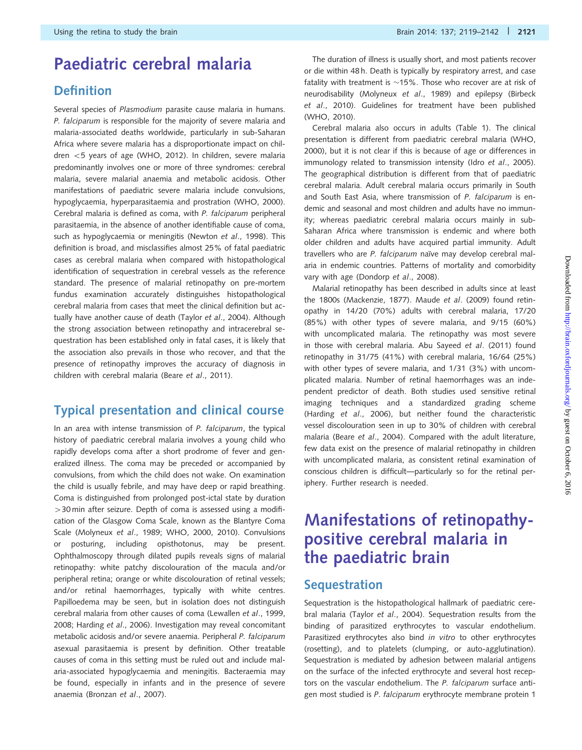# Paediatric cerebral malaria

## Definition

Several species of *Plasmodium* parasite cause malaria in humans. *P. falciparum* is responsible for the majority of severe malaria and malaria-associated deaths worldwide, particularly in sub-Saharan Africa where severe malaria has a disproportionate impact on children <5 years of age (WHO, 2012). In children, severe malaria predominantly involves one or more of three syndromes: cerebral malaria, severe malarial anaemia and metabolic acidosis. Other manifestations of paediatric severe malaria include convulsions, hypoglycaemia, hyperparasitaemia and prostration (WHO, 2000). Cerebral malaria is defined as coma, with *P. falciparum* peripheral parasitaemia, in the absence of another identifiable cause of coma, such as hypoglycaemia or meningitis (Newton *et al*., 1998). This definition is broad, and misclassifies almost 25% of fatal paediatric cases as cerebral malaria when compared with histopathological identification of sequestration in cerebral vessels as the reference standard. The presence of malarial retinopathy on pre-mortem fundus examination accurately distinguishes histopathological cerebral malaria from cases that meet the clinical definition but actually have another cause of death (Taylor *et al*., 2004). Although the strong association between retinopathy and intracerebral sequestration has been established only in fatal cases, it is likely that the association also prevails in those who recover, and that the presence of retinopathy improves the accuracy of diagnosis in children with cerebral malaria (Beare *et al*., 2011).

## Typical presentation and clinical course

In an area with intense transmission of *P. falciparum*, the typical history of paediatric cerebral malaria involves a young child who rapidly develops coma after a short prodrome of fever and generalized illness. The coma may be preceded or accompanied by convulsions, from which the child does not wake. On examination the child is usually febrile, and may have deep or rapid breathing. Coma is distinguished from prolonged post-ictal state by duration >30 min after seizure. Depth of coma is assessed using a modification of the Glasgow Coma Scale, known as the Blantyre Coma Scale (Molyneux *et al*., 1989; WHO, 2000, 2010). Convulsions or posturing, including opisthotonus, may be present. Ophthalmoscopy through dilated pupils reveals signs of malarial retinopathy: white patchy discolouration of the macula and/or peripheral retina; orange or white discolouration of retinal vessels; and/or retinal haemorrhages, typically with white centres. Papilloedema may be seen, but in isolation does not distinguish cerebral malaria from other causes of coma (Lewallen *et al*., 1999, 2008; Harding *et al*., 2006). Investigation may reveal concomitant metabolic acidosis and/or severe anaemia. Peripheral *P. falciparum* asexual parasitaemia is present by definition. Other treatable causes of coma in this setting must be ruled out and include malaria-associated hypoglycaemia and meningitis. Bacteraemia may be found, especially in infants and in the presence of severe anaemia (Bronzan *et al*., 2007).

The duration of illness is usually short, and most patients recover or die within 48 h. Death is typically by respiratory arrest, and case fatality with treatment is ~15%. Those who recover are at risk of neurodisability (Molyneux *et al*., 1989) and epilepsy (Birbeck *et al*., 2010). Guidelines for treatment have been published (WHO, 2010).

Cerebral malaria also occurs in adults (Table 1). The clinical presentation is different from paediatric cerebral malaria (WHO, 2000), but it is not clear if this is because of age or differences in immunology related to transmission intensity (Idro *et al*., 2005). The geographical distribution is different from that of paediatric cerebral malaria. Adult cerebral malaria occurs primarily in South and South East Asia, where transmission of *P. falciparum* is endemic and seasonal and most children and adults have no immunity; whereas paediatric cerebral malaria occurs mainly in sub-Saharan Africa where transmission is endemic and where both older children and adults have acquired partial immunity. Adult travellers who are *P. falciparum* naïve may develop cerebral malaria in endemic countries. Patterns of mortality and comorbidity vary with age (Dondorp *et al*., 2008).

Malarial retinopathy has been described in adults since at least the 1800s (Mackenzie, 1877). Maude *et al*. (2009) found retinopathy in 14/20 (70%) adults with cerebral malaria, 17/20 (85%) with other types of severe malaria, and 9/15 (60%) with uncomplicated malaria. The retinopathy was most severe in those with cerebral malaria. Abu Sayeed *et al*. (2011) found retinopathy in 31/75 (41%) with cerebral malaria, 16/64 (25%) with other types of severe malaria, and 1/31 (3%) with uncomplicated malaria. Number of retinal haemorrhages was an independent predictor of death. Both studies used sensitive retinal imaging techniques and a standardized grading scheme (Harding *et al*., 2006), but neither found the characteristic vessel discolouration seen in up to 30% of children with cerebral malaria (Beare *et al*., 2004). Compared with the adult literature, few data exist on the presence of malarial retinopathy in children with uncomplicated malaria, as consistent retinal examination of conscious children is difficult—particularly so for the retinal periphery. Further research is needed.

# Manifestations of retinopathy-positive cerebral malaria in the paediatric brain

## Sequestration

Sequestration is the histopathological hallmark of paediatric cerebral malaria (Taylor *et al*., 2004). Sequestration results from the binding of parasitized erythrocytes to vascular endothelium. Parasitized erythrocytes also bind *in vitro* to other erythrocytes (rosetting), and to platelets (clumping, or auto-agglutination). Sequestration is mediated by adhesion between malarial antigens on the surface of the infected erythrocyte and several host receptors on the vascular endothelium. The *P. falciparum* surface antigen most studied is *P. falciparum* erythrocyte membrane protein 1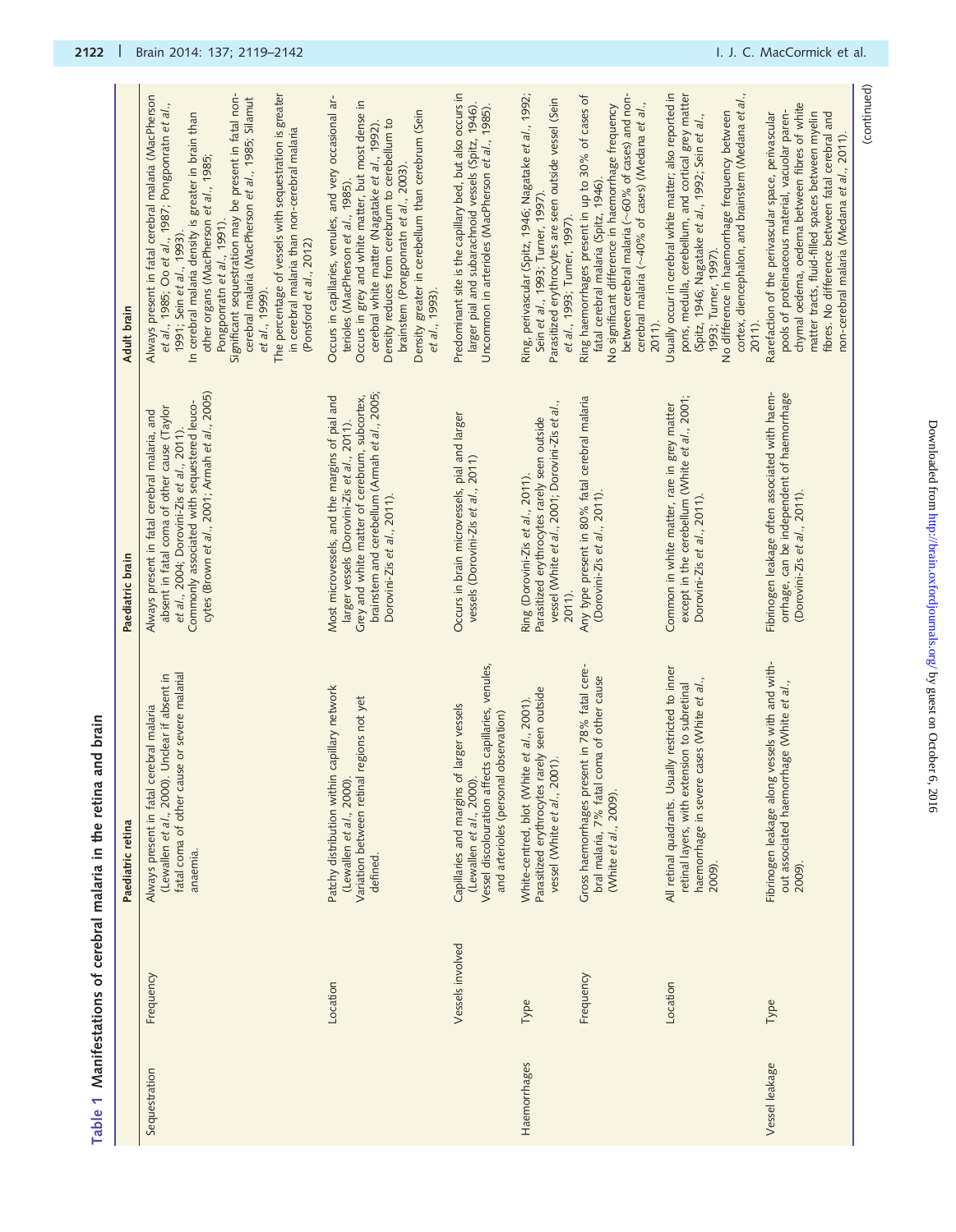**Table 1 Manifestations of cerebral malaria in the retina and brain**

| | | Paediatric retina | Paediatric brain | Adult brain |
|---|---|---|---|---|
| Sequestration | Frequency | Always present in fatal cerebral malaria (Lewallen *et al.*, 2000). Unclear if absent in fatal coma of other cause or severe malarial anaemia. | Always present in fatal cerebral malaria, and absent in fatal coma of other cause (Taylor *et al.*, 2004; Dorovini-Zis *et al.*, 2011). Commonly associated with sequestered leucocytes (Brown *et al.*, 2001; Armah *et al.*, 2005) | Always present in fatal cerebral malaria (MacPherson *et al.*, 1985; Oo *et al.*, 1987; Pongponratn *et al.*, 1991; Sein *et al.*, 1993). In cerebral malaria density is greater in brain than other organs (MacPherson *et al.*, 1985; Pongponratn *et al.*, 1991). Significant sequestration may be present in fatal non-cerebral malaria (MacPherson *et al.*, 1985; Silamut *et al.*, 1999). The percentage of vessels with sequestration is greater in cerebral malaria than non-cerebral malaria (Ponsford *et al.*, 2012) |
| | Location | Patchy distribution within capillary network (Lewallen *et al.*, 2000). Variation between retinal regions not yet defined. | Most microvessels, and the margins of pial and larger vessels (Dorovini-Zis *et al.*, 2011). Grey and white matter of cerebrum, subcortex, brainstem and cerebellum (Armah *et al.*, 2005; Dorovini-Zis *et al.*, 2011). | Occurs in capillaries, venules, and very occasional arterioles (MacPherson *et al.*, 1985). Occurs in grey and white matter, but most dense in cerebral white matter (Nagatake *et al.*, 1992). Density reduces from cerebrum to cerebellum to brainstem (Pongponratn *et al.*, 2003). Density greater in cerebellum than cerebrum (Sein *et al.*, 1993). |
| | Vessels involved | Capillaries and margins of larger vessels (Lewallen *et al.*, 2000). Vessel discolouration affects capillaries, venules, and arterioles (personal observation) | Occurs in brain microvessels, pial and larger vessels (Dorovini-Zis *et al.*, 2011) | Predominant site is the capillary bed, but also occurs in larger pial and subarachnoid vessels (Spitz, 1946). Uncommon in arterioles (MacPherson *et al.*, 1985). |
| Haemorrhages | Type | White-centred, blot (White *et al.*, 2001). Parasitized erythrocytes rarely seen outside vessel (White *et al.*, 2001). | Ring (Dorovini-Zis *et al.*, 2011). Parasitized erythrocytes rarely seen outside vessel (White *et al.*, 2001; Dorovini-Zis *et al.*, 2011). | Ring, perivascular (Spitz, 1946; Nagatake *et al.*, 1992; Sein *et al.*, 1993; Turner, 1997). Parasitized erythrocytes are seen outside vessel (Sein *et al.*, 1993; Turner, 1997). |
| | Frequency | Gross haemorrhages present in 78% fatal cerebral malaria, 7% fatal coma of other cause (White *et al.*, 2009). | Any type present in 80% fatal cerebral malaria (Dorovini-Zis *et al.*, 2011). | Ring haemorrhages present in up to 30% of cases of fatal cerebral malaria (Spitz, 1946). No significant difference in haemorrhage frequency between cerebral malaria (~60% of cases) and non-cerebral malaria (~40% of cases) (Medana *et al.*, 2011). |
| | Location | All retinal quadrants. Usually restricted to inner retinal layers, with extension to subretinal haemorrhage in severe cases (White *et al.*, 2009). | Common in white matter, rare in grey matter except in the cerebellum (White *et al.*, 2001; Dorovini-Zis *et al.*, 2011). | Usually occur in cerebral white matter; also reported in pons, medulla, cerebellum, and cortical grey matter (Spitz, 1946; Nagatake *et al.*, 1992; Sein *et al.*, 1993; Turner, 1997). No difference in haemorrhage frequency between cortex, diencephalon, and brainstem (Medana *et al.*, 2011). |
| Vessel leakage | Type | Fibrinogen leakage along vessels with and without associated haemorrhage (White *et al.*, 2009). | Fibrinogen leakage often associated with haemorrhage, can be independent of haemorrhage (Dorovini-Zis *et al.*, 2011). | Rarefaction of the perivascular space, perivascular pools of proteinaceous material, vacuolar parenchymal oedema, oedema between fibres of white matter tracts, fluid-filled spaces between myelin fibres. No difference between fatal cerebral and non-cerebral malaria (Medana *et al.*, 2011). |

(continued)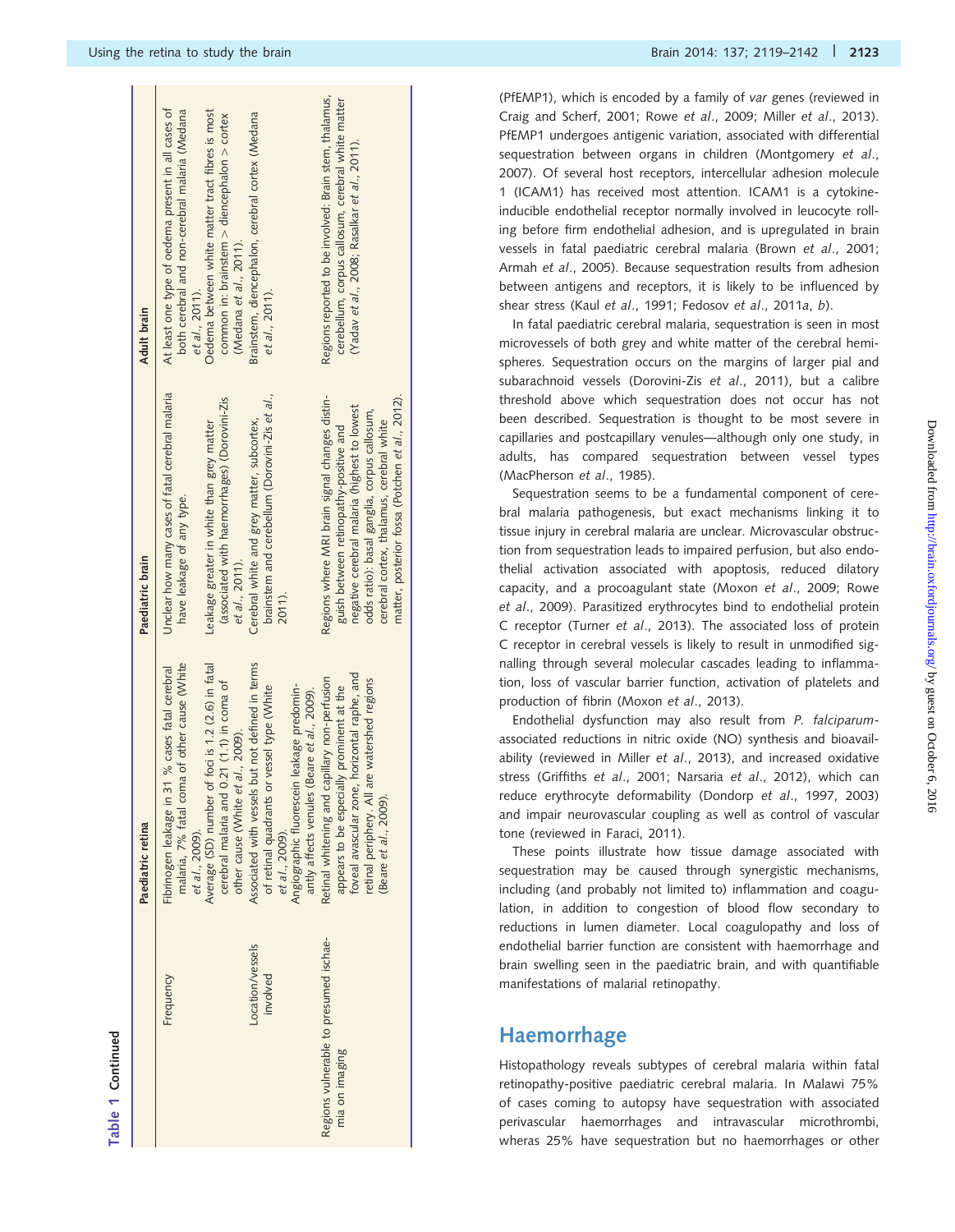**Table 1 Continued**

| | | Paediatric retina | Paediatric brain | Adult brain |
|---|---|---|---|---|
| | Frequency | Fibrinogen leakage in 31 % cases fatal cerebral malaria, 7% fatal coma of other cause (White *et al*., 2009). Average (SD) number of foci is 1.2 (2.6) in fatal cerebral malaria and 0.21 (1.1) in coma of other cause (White *et al*., 2009). | Unclear how many cases of fatal cerebral malaria have leakage of any type. Leakage greater in white than grey matter (associated with haemorrhages) (Dorovini-Zis *et al*., 2011). | At least one type of oedema present in all cases of both cerebral and non-cerebral malaria (Medana *et al*., 2011). Oedema between white matter tract fibres is most common in: brainstem > diencephalon > cortex (Medana *et al*., 2011). |
| | Location/vessels involved | Associated with vessels but not defined in terms of retinal quadrants or vessel type (White *et al*., 2009). Angiographic fluorescein leakage predominantly affects venules (Beare *et al*., 2009). | Cerebral white and grey matter, subcortex, brainstem and cerebellum (Dorovini-Zis *et al*., 2011). | Brainstem, diencephalon, cerebral cortex (Medana *et al*., 2011). |
| Regions vulnerable to presumed ischaemia on imaging | | Retinal whitening and capillary non-perfusion appears to be especially prominent at the foveal avascular zone, horizontal raphe, and retinal periphery. All are watershed regions (Beare *et al*., 2009). | Regions where MRI brain signal changes distinguish between retinopathy-positive and negative cerebral malaria (highest to lowest odds ratio): basal ganglia, corpus callosum, cerebral cortex, thalamus, cerebral white matter, posterior fossa (Potchen *et al*., 2012). | Regions reported to be involved: Brain stem, thalamus, cerebellum, corpus callosum, cerebral white matter (Yadav *et al*., 2008; Rasalkar *et al*., 2011). |

(PfEMP1), which is encoded by a family of *var* genes (reviewed in Craig and Scherf, 2001; Rowe *et al*., 2009; Miller *et al*., 2013). PfEMP1 undergoes antigenic variation, associated with differential sequestration between organs in children (Montgomery *et al*., 2007). Of several host receptors, intercellular adhesion molecule 1 (ICAM1) has received most attention. ICAM1 is a cytokine-inducible endothelial receptor normally involved in leucocyte rolling before firm endothelial adhesion, and is upregulated in brain vessels in fatal paediatric cerebral malaria (Brown *et al*., 2001; Armah *et al*., 2005). Because sequestration results from adhesion between antigens and receptors, it is likely to be influenced by shear stress (Kaul *et al*., 1991; Fedosov *et al*., 2011*a*, *b*).

In fatal paediatric cerebral malaria, sequestration is seen in most microvessels of both grey and white matter of the cerebral hemispheres. Sequestration occurs on the margins of larger pial and subarachnoid vessels (Dorovini-Zis *et al*., 2011), but a calibre threshold above which sequestration does not occur has not been described. Sequestration is thought to be most severe in capillaries and postcapillary venules—although only one study, in adults, has compared sequestration between vessel types (MacPherson *et al*., 1985).

Sequestration seems to be a fundamental component of cerebral malaria pathogenesis, but exact mechanisms linking it to tissue injury in cerebral malaria are unclear. Microvascular obstruction from sequestration leads to impaired perfusion, but also endothelial activation associated with apoptosis, reduced dilatory capacity, and a procoagulant state (Moxon *et al*., 2009; Rowe *et al*., 2009). Parasitized erythrocytes bind to endothelial protein C receptor (Turner *et al*., 2013). The associated loss of protein C receptor in cerebral vessels is likely to result in unmodified signalling through several molecular cascades leading to inflammation, loss of vascular barrier function, activation of platelets and production of fibrin (Moxon *et al*., 2013).

Endothelial dysfunction may also result from *P. falciparum*-associated reductions in nitric oxide (NO) synthesis and bioavailability (reviewed in Miller *et al*., 2013), and increased oxidative stress (Griffiths *et al*., 2001; Narsaria *et al*., 2012), which can reduce erythrocyte deformability (Dondorp *et al*., 1997, 2003) and impair neurovascular coupling as well as control of vascular tone (reviewed in Faraci, 2011).

These points illustrate how tissue damage associated with sequestration may be caused through synergistic mechanisms, including (and probably not limited to) inflammation and coagulation, in addition to congestion of blood flow secondary to reductions in lumen diameter. Local coagulopathy and loss of endothelial barrier function are consistent with haemorrhage and brain swelling seen in the paediatric brain, and with quantifiable manifestations of malarial retinopathy.

## Haemorrhage

Histopathology reveals subtypes of cerebral malaria within fatal retinopathy-positive paediatric cerebral malaria. In Malawi 75% of cases coming to autopsy have sequestration with associated perivascular haemorrhages and intravascular microthrombi, wheras 25% have sequestration but no haemorrhages or other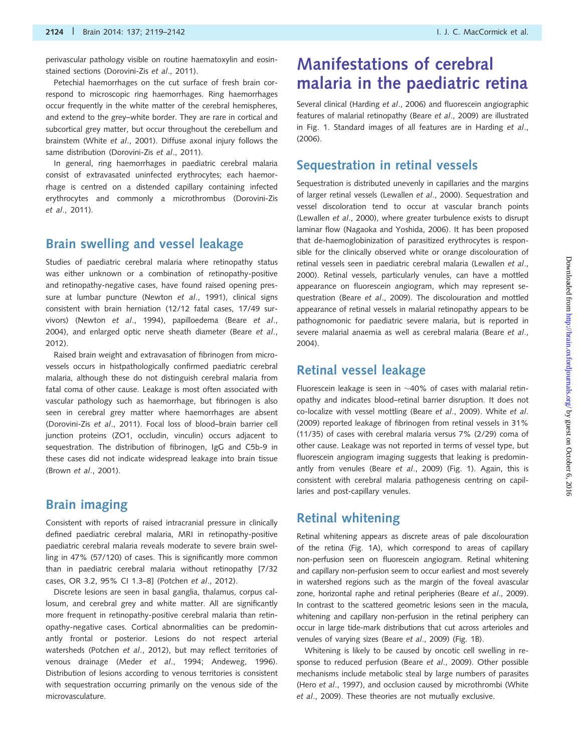perivascular pathology visible on routine haematoxylin and eosin-stained sections (Dorovini-Zis *et al*., 2011).

Petechial haemorrhages on the cut surface of fresh brain correspond to microscopic ring haemorrhages. Ring haemorrhages occur frequently in the white matter of the cerebral hemispheres, and extend to the grey–white border. They are rare in cortical and subcortical grey matter, but occur throughout the cerebellum and brainstem (White *et al*., 2001). Diffuse axonal injury follows the same distribution (Dorovini-Zis *et al*., 2011).

In general, ring haemorrhages in paediatric cerebral malaria consist of extravasated uninfected erythrocytes; each haemorrhage is centred on a distended capillary containing infected erythrocytes and commonly a microthrombus (Dorovini-Zis *et al*., 2011).

## Brain swelling and vessel leakage

Studies of paediatric cerebral malaria where retinopathy status was either unknown or a combination of retinopathy-positive and retinopathy-negative cases, have found raised opening pressure at lumbar puncture (Newton *et al*., 1991), clinical signs consistent with brain herniation (12/12 fatal cases, 17/49 survivors) (Newton *et al*., 1994), papilloedema (Beare *et al*., 2004), and enlarged optic nerve sheath diameter (Beare *et al*., 2012).

Raised brain weight and extravasation of fibrinogen from microvessels occurs in histpathologically confirmed paediatric cerebral malaria, although these do not distinguish cerebral malaria from fatal coma of other cause. Leakage is most often associated with vascular pathology such as haemorrhage, but fibrinogen is also seen in cerebral grey matter where haemorrhages are absent (Dorovini-Zis *et al*., 2011). Focal loss of blood–brain barrier cell junction proteins (ZO1, occludin, vinculin) occurs adjacent to sequestration. The distribution of fibrinogen, IgG and C5b-9 in these cases did not indicate widespread leakage into brain tissue (Brown *et al*., 2001).

## Brain imaging

Consistent with reports of raised intracranial pressure in clinically defined paediatric cerebral malaria, MRI in retinopathy-positive paediatric cerebral malaria reveals moderate to severe brain swelling in 47% (57/120) of cases. This is significantly more common than in paediatric cerebral malaria without retinopathy [7/32 cases, OR 3.2, 95% CI 1.3–8] (Potchen *et al*., 2012).

Discrete lesions are seen in basal ganglia, thalamus, corpus callosum, and cerebral grey and white matter. All are significantly more frequent in retinopathy-positive cerebral malaria than retinopathy-negative cases. Cortical abnormalities can be predominantly frontal or posterior. Lesions do not respect arterial watersheds (Potchen *et al*., 2012), but may reflect territories of venous drainage (Meder *et al*., 1994; Andeweg, 1996). Distribution of lesions according to venous territories is consistent with sequestration occurring primarily on the venous side of the microvasculature.

# Manifestations of cerebral malaria in the paediatric retina

Several clinical (Harding *et al*., 2006) and fluorescein angiographic features of malarial retinopathy (Beare *et al*., 2009) are illustrated in Fig. 1. Standard images of all features are in Harding *et al*., (2006).

## Sequestration in retinal vessels

Sequestration is distributed unevenly in capillaries and the margins of larger retinal vessels (Lewallen *et al*., 2000). Sequestration and vessel discoloration tend to occur at vascular branch points (Lewallen *et al*., 2000), where greater turbulence exists to disrupt laminar flow (Nagaoka and Yoshida, 2006). It has been proposed that de-haemoglobinization of parasitized erythrocytes is responsible for the clinically observed white or orange discolouration of retinal vessels seen in paediatric cerebral malaria (Lewallen *et al*., 2000). Retinal vessels, particularly venules, can have a mottled appearance on fluorescein angiogram, which may represent sequestration (Beare *et al*., 2009). The discolouration and mottled appearance of retinal vessels in malarial retinopathy appears to be pathognomonic for paediatric severe malaria, but is reported in severe malarial anaemia as well as cerebral malaria (Beare *et al*., 2004).

## Retinal vessel leakage

Fluorescein leakage is seen in ~40% of cases with malarial retinopathy and indicates blood–retinal barrier disruption. It does not co-localize with vessel mottling (Beare *et al*., 2009). White *et al*. (2009) reported leakage of fibrinogen from retinal vessels in 31% (11/35) of cases with cerebral malaria versus 7% (2/29) coma of other cause. Leakage was not reported in terms of vessel type, but fluorescein angiogram imaging suggests that leaking is predominantly from venules (Beare *et al*., 2009) (Fig. 1). Again, this is consistent with cerebral malaria pathogenesis centring on capillaries and post-capillary venules.

## Retinal whitening

Retinal whitening appears as discrete areas of pale discolouration of the retina (Fig. 1A), which correspond to areas of capillary non-perfusion seen on fluorescein angiogram. Retinal whitening and capillary non-perfusion seem to occur earliest and most severely in watershed regions such as the margin of the foveal avascular zone, horizontal raphe and retinal peripheries (Beare *et al*., 2009). In contrast to the scattered geometric lesions seen in the macula, whitening and capillary non-perfusion in the retinal periphery can occur in large tide-mark distributions that cut across arterioles and venules of varying sizes (Beare *et al*., 2009) (Fig. 1B).

Whitening is likely to be caused by oncotic cell swelling in response to reduced perfusion (Beare *et al*., 2009). Other possible mechanisms include metabolic steal by large numbers of parasites (Hero *et al*., 1997), and occlusion caused by microthrombi (White *et al*., 2009). These theories are not mutually exclusive.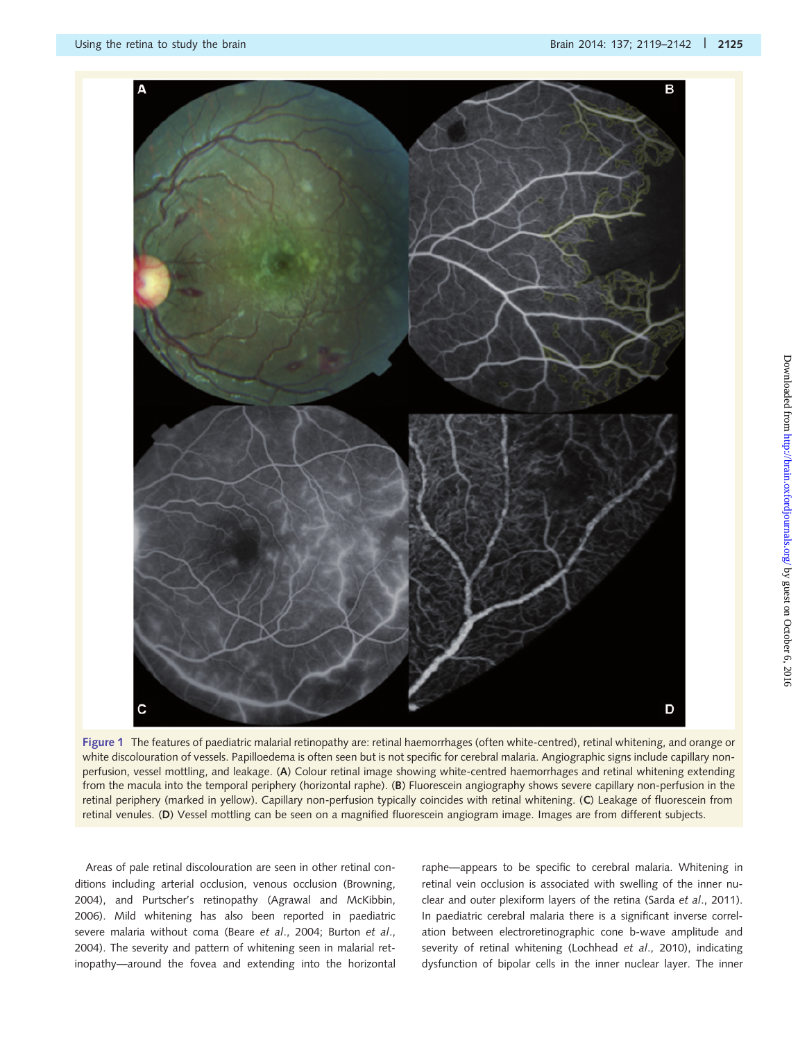**Figure 1** The features of paediatric malarial retinopathy are: retinal haemorrhages (often white-centred), retinal whitening, and orange or white discolouration of vessels. Papilloedema is often seen but is not specific for cerebral malaria. Angiographic signs include capillary non-perfusion, vessel mottling, and leakage. (**A**) Colour retinal image showing white-centred haemorrhages and retinal whitening extending from the macula into the temporal periphery (horizontal raphe). (**B**) Fluorescein angiography shows severe capillary non-perfusion in the retinal periphery (marked in yellow). Capillary non-perfusion typically coincides with retinal whitening. (**C**) Leakage of fluorescein from retinal venules. (**D**) Vessel mottling can be seen on a magnified fluorescein angiogram image. Images are from different subjects.

Areas of pale retinal discolouration are seen in other retinal conditions including arterial occlusion, venous occlusion (Browning, 2004), and Purtscher's retinopathy (Agrawal and McKibbin, 2006). Mild whitening has also been reported in paediatric severe malaria without coma (Beare *et al*., 2004; Burton *et al*., 2004). The severity and pattern of whitening seen in malarial retinopathy—around the fovea and extending into the horizontal raphe—appears to be specific to cerebral malaria. Whitening in retinal vein occlusion is associated with swelling of the inner nuclear and outer plexiform layers of the retina (Sarda *et al*., 2011). In paediatric cerebral malaria there is a significant inverse correlation between electroretinographic cone b-wave amplitude and severity of retinal whitening (Lochhead *et al*., 2010), indicating dysfunction of bipolar cells in the inner nuclear layer. The inner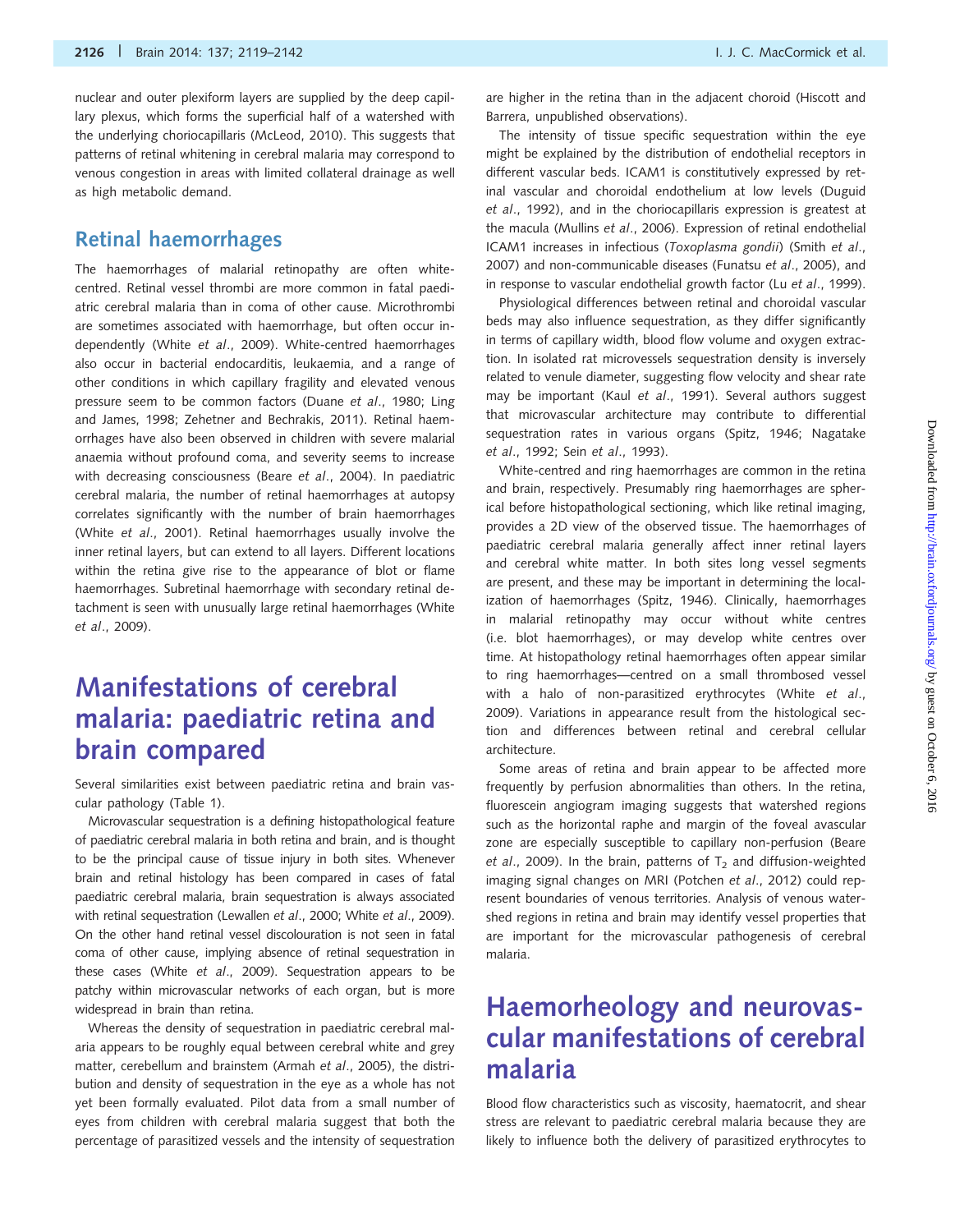nuclear and outer plexiform layers are supplied by the deep capillary plexus, which forms the superficial half of a watershed with the underlying choriocapillaris (McLeod, 2010). This suggests that patterns of retinal whitening in cerebral malaria may correspond to venous congestion in areas with limited collateral drainage as well as high metabolic demand.

## Retinal haemorrhages

The haemorrhages of malarial retinopathy are often white-centred. Retinal vessel thrombi are more common in fatal paediatric cerebral malaria than in coma of other cause. Microthrombi are sometimes associated with haemorrhage, but often occur independently (White *et al*., 2009). White-centred haemorrhages also occur in bacterial endocarditis, leukaemia, and a range of other conditions in which capillary fragility and elevated venous pressure seem to be common factors (Duane *et al*., 1980; Ling and James, 1998; Zehetner and Bechrakis, 2011). Retinal haemorrhages have also been observed in children with severe malarial anaemia without profound coma, and severity seems to increase with decreasing consciousness (Beare *et al*., 2004). In paediatric cerebral malaria, the number of retinal haemorrhages at autopsy correlates significantly with the number of brain haemorrhages (White *et al*., 2001). Retinal haemorrhages usually involve the inner retinal layers, but can extend to all layers. Different locations within the retina give rise to the appearance of blot or flame haemorrhages. Subretinal haemorrhage with secondary retinal detachment is seen with unusually large retinal haemorrhages (White *et al*., 2009).

# Manifestations of cerebral malaria: paediatric retina and brain compared

Several similarities exist between paediatric retina and brain vascular pathology (Table 1).

Microvascular sequestration is a defining histopathological feature of paediatric cerebral malaria in both retina and brain, and is thought to be the principal cause of tissue injury in both sites. Whenever brain and retinal histology has been compared in cases of fatal paediatric cerebral malaria, brain sequestration is always associated with retinal sequestration (Lewallen *et al*., 2000; White *et al*., 2009). On the other hand retinal vessel discolouration is not seen in fatal coma of other cause, implying absence of retinal sequestration in these cases (White *et al*., 2009). Sequestration appears to be patchy within microvascular networks of each organ, but is more widespread in brain than retina.

Whereas the density of sequestration in paediatric cerebral malaria appears to be roughly equal between cerebral white and grey matter, cerebellum and brainstem (Armah *et al*., 2005), the distribution and density of sequestration in the eye as a whole has not yet been formally evaluated. Pilot data from a small number of eyes from children with cerebral malaria suggest that both the percentage of parasitized vessels and the intensity of sequestration are higher in the retina than in the adjacent choroid (Hiscott and Barrera, unpublished observations).

The intensity of tissue specific sequestration within the eye might be explained by the distribution of endothelial receptors in different vascular beds. ICAM1 is constitutively expressed by retinal vascular and choroidal endothelium at low levels (Duguid *et al*., 1992), and in the choriocapillaris expression is greatest at the macula (Mullins *et al*., 2006). Expression of retinal endothelial ICAM1 increases in infectious (*Toxoplasma gondii*) (Smith *et al*., 2007) and non-communicable diseases (Funatsu *et al*., 2005), and in response to vascular endothelial growth factor (Lu *et al*., 1999).

Physiological differences between retinal and choroidal vascular beds may also influence sequestration, as they differ significantly in terms of capillary width, blood flow volume and oxygen extraction. In isolated rat microvessels sequestration density is inversely related to venule diameter, suggesting flow velocity and shear rate may be important (Kaul *et al*., 1991). Several authors suggest that microvascular architecture may contribute to differential sequestration rates in various organs (Spitz, 1946; Nagatake *et al*., 1992; Sein *et al*., 1993).

White-centred and ring haemorrhages are common in the retina and brain, respectively. Presumably ring haemorrhages are spherical before histopathological sectioning, which like retinal imaging, provides a 2D view of the observed tissue. The haemorrhages of paediatric cerebral malaria generally affect inner retinal layers and cerebral white matter. In both sites long vessel segments are present, and these may be important in determining the localization of haemorrhages (Spitz, 1946). Clinically, haemorrhages in malarial retinopathy may occur without white centres (i.e. blot haemorrhages), or may develop white centres over time. At histopathology retinal haemorrhages often appear similar to ring haemorrhages—centred on a small thrombosed vessel with a halo of non-parasitized erythrocytes (White *et al*., 2009). Variations in appearance result from the histological section and differences between retinal and cerebral cellular architecture.

Some areas of retina and brain appear to be affected more frequently by perfusion abnormalities than others. In the retina, fluorescein angiogram imaging suggests that watershed regions such as the horizontal raphe and margin of the foveal avascular zone are especially susceptible to capillary non-perfusion (Beare *et al*., 2009). In the brain, patterns of $T_2$ and diffusion-weighted imaging signal changes on MRI (Potchen *et al*., 2012) could represent boundaries of venous territories. Analysis of venous watershed regions in retina and brain may identify vessel properties that are important for the microvascular pathogenesis of cerebral malaria.

# Haemorheology and neurovascular manifestations of cerebral malaria

Blood flow characteristics such as viscosity, haematocrit, and shear stress are relevant to paediatric cerebral malaria because they are likely to influence both the delivery of parasitized erythrocytes to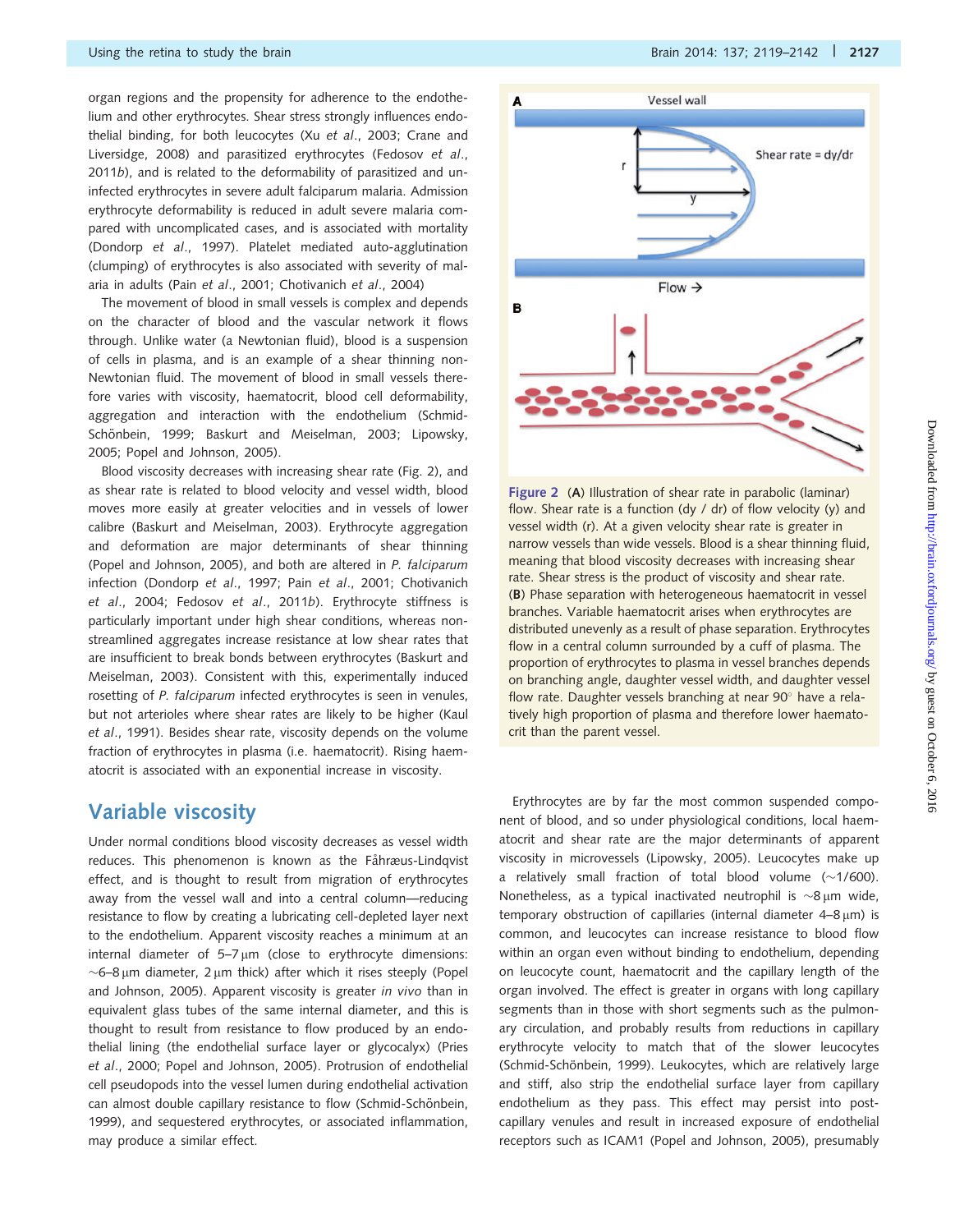organ regions and the propensity for adherence to the endothelium and other erythrocytes. Shear stress strongly influences endothelial binding, for both leucocytes (Xu *et al*., 2003; Crane and Liversidge, 2008) and parasitized erythrocytes (Fedosov *et al*., 2011*b*), and is related to the deformability of parasitized and uninfected erythrocytes in severe adult falciparum malaria. Admission erythrocyte deformability is reduced in adult severe malaria compared with uncomplicated cases, and is associated with mortality (Dondorp *et al*., 1997). Platelet mediated auto-agglutination (clumping) of erythrocytes is also associated with severity of malaria in adults (Pain *et al*., 2001; Chotivanich *et al*., 2004)

The movement of blood in small vessels is complex and depends on the character of blood and the vascular network it flows through. Unlike water (a Newtonian fluid), blood is a suspension of cells in plasma, and is an example of a shear thinning non-Newtonian fluid. The movement of blood in small vessels therefore varies with viscosity, haematocrit, blood cell deformability, aggregation and interaction with the endothelium (Schmid-Schönbein, 1999; Baskurt and Meiselman, 2003; Lipowsky, 2005; Popel and Johnson, 2005).

Blood viscosity decreases with increasing shear rate (Fig. 2), and as shear rate is related to blood velocity and vessel width, blood moves more easily at greater velocities and in vessels of lower calibre (Baskurt and Meiselman, 2003). Erythrocyte aggregation and deformation are major determinants of shear thinning (Popel and Johnson, 2005), and both are altered in *P. falciparum* infection (Dondorp *et al*., 1997; Pain *et al*., 2001; Chotivanich *et al*., 2004; Fedosov *et al*., 2011*b*). Erythrocyte stiffness is particularly important under high shear conditions, whereas non-streamlined aggregates increase resistance at low shear rates that are insufficient to break bonds between erythrocytes (Baskurt and Meiselman, 2003). Consistent with this, experimentally induced rosetting of *P. falciparum* infected erythrocytes is seen in venules, but not arterioles where shear rates are likely to be higher (Kaul *et al*., 1991). Besides shear rate, viscosity depends on the volume fraction of erythrocytes in plasma (i.e. haematocrit). Rising haematocrit is associated with an exponential increase in viscosity.

**Figure 2** (**A**) Illustration of shear rate in parabolic (laminar) flow. Shear rate is a function (dy / dr) of flow velocity (y) and vessel width (r). At a given velocity shear rate is greater in narrow vessels than wide vessels. Blood is a shear thinning fluid, meaning that blood viscosity decreases with increasing shear rate. Shear stress is the product of viscosity and shear rate. (**B**) Phase separation with heterogeneous haematocrit in vessel branches. Variable haematocrit arises when erythrocytes are distributed unevenly as a result of phase separation. Erythrocytes flow in a central column surrounded by a cuff of plasma. The proportion of erythrocytes to plasma in vessel branches depends on branching angle, daughter vessel width, and daughter vessel flow rate. Daughter vessels branching at near 90° have a relatively high proportion of plasma and therefore lower haematocrit than the parent vessel.

## Variable viscosity

Under normal conditions blood viscosity decreases as vessel width reduces. This phenomenon is known as the Fåhræus-Lindqvist effect, and is thought to result from migration of erythrocytes away from the vessel wall and into a central column—reducing resistance to flow by creating a lubricating cell-depleted layer next to the endothelium. Apparent viscosity reaches a minimum at an internal diameter of 5–7 µm (close to erythrocyte dimensions: ~6–8 µm diameter, 2 µm thick) after which it rises steeply (Popel and Johnson, 2005). Apparent viscosity is greater *in vivo* than in equivalent glass tubes of the same internal diameter, and this is thought to result from resistance to flow produced by an endothelial lining (the endothelial surface layer or glycocalyx) (Pries *et al*., 2000; Popel and Johnson, 2005). Protrusion of endothelial cell pseudopods into the vessel lumen during endothelial activation can almost double capillary resistance to flow (Schmid-Schönbein, 1999), and sequestered erythrocytes, or associated inflammation, may produce a similar effect.

Erythrocytes are by far the most common suspended component of blood, and so under physiological conditions, local haematocrit and shear rate are the major determinants of apparent viscosity in microvessels (Lipowsky, 2005). Leucocytes make up a relatively small fraction of total blood volume (~1/600). Nonetheless, as a typical inactivated neutrophil is ~8 µm wide, temporary obstruction of capillaries (internal diameter 4–8 µm) is common, and leucocytes can increase resistance to blood flow within an organ even without binding to endothelium, depending on leucocyte count, haematocrit and the capillary length of the organ involved. The effect is greater in organs with long capillary segments than in those with short segments such as the pulmonary circulation, and probably results from reductions in capillary erythrocyte velocity to match that of the slower leucocytes (Schmid-Schönbein, 1999). Leukocytes, which are relatively large and stiff, also strip the endothelial surface layer from capillary endothelium as they pass. This effect may persist into post-capillary venules and result in increased exposure of endothelial receptors such as ICAM1 (Popel and Johnson, 2005), presumably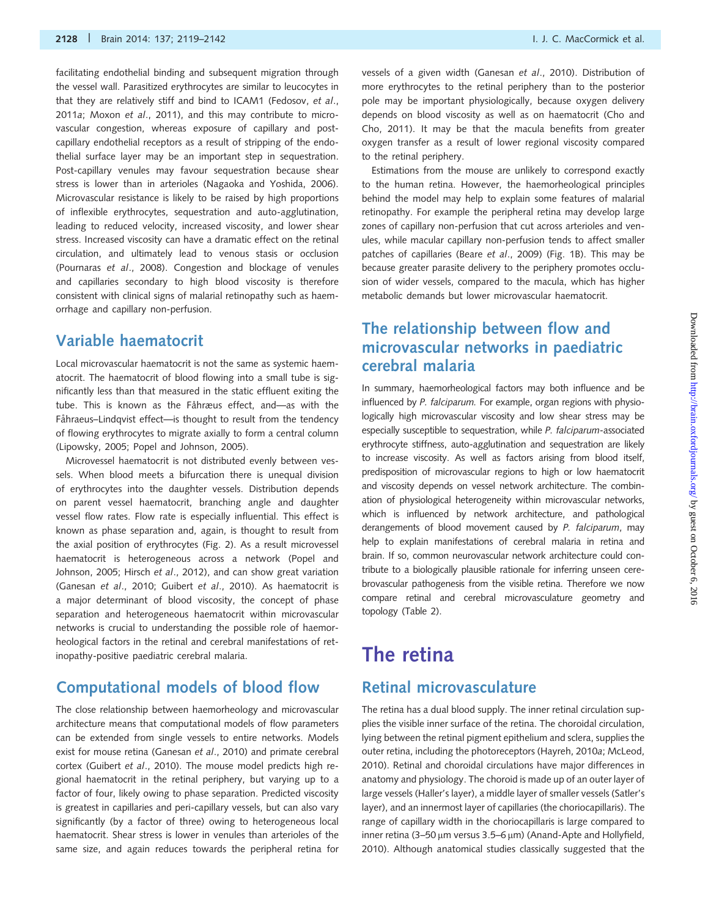facilitating endothelial binding and subsequent migration through the vessel wall. Parasitized erythrocytes are similar to leucocytes in that they are relatively stiff and bind to ICAM1 (Fedosov, *et al*., 2011*a*; Moxon *et al*., 2011), and this may contribute to microvascular congestion, whereas exposure of capillary and post-capillary endothelial receptors as a result of stripping of the endothelial surface layer may be an important step in sequestration. Post-capillary venules may favour sequestration because shear stress is lower than in arterioles (Nagaoka and Yoshida, 2006). Microvascular resistance is likely to be raised by high proportions of inflexible erythrocytes, sequestration and auto-agglutination, leading to reduced velocity, increased viscosity, and lower shear stress. Increased viscosity can have a dramatic effect on the retinal circulation, and ultimately lead to venous stasis or occlusion (Pournaras *et al*., 2008). Congestion and blockage of venules and capillaries secondary to high blood viscosity is therefore consistent with clinical signs of malarial retinopathy such as haemorrhage and capillary non-perfusion.

## Variable haematocrit

Local microvascular haematocrit is not the same as systemic haematocrit. The haematocrit of blood flowing into a small tube is significantly less than that measured in the static effluent exiting the tube. This is known as the Fåhræus effect, and—as with the Fåhraeus–Lindqvist effect—is thought to result from the tendency of flowing erythrocytes to migrate axially to form a central column (Lipowsky, 2005; Popel and Johnson, 2005).

Microvessel haematocrit is not distributed evenly between vessels. When blood meets a bifurcation there is unequal division of erythrocytes into the daughter vessels. Distribution depends on parent vessel haematocrit, branching angle and daughter vessel flow rates. Flow rate is especially influential. This effect is known as phase separation and, again, is thought to result from the axial position of erythrocytes (Fig. 2). As a result microvessel haematocrit is heterogeneous across a network (Popel and Johnson, 2005; Hirsch *et al*., 2012), and can show great variation (Ganesan *et al*., 2010; Guibert *et al*., 2010). As haematocrit is a major determinant of blood viscosity, the concept of phase separation and heterogeneous haematocrit within microvascular networks is crucial to understanding the possible role of haemorheological factors in the retinal and cerebral manifestations of retinopathy-positive paediatric cerebral malaria.

## Computational models of blood flow

The close relationship between haemorheology and microvascular architecture means that computational models of flow parameters can be extended from single vessels to entire networks. Models exist for mouse retina (Ganesan *et al*., 2010) and primate cerebral cortex (Guibert *et al*., 2010). The mouse model predicts high regional haematocrit in the retinal periphery, but varying up to a factor of four, likely owing to phase separation. Predicted viscosity is greatest in capillaries and peri-capillary vessels, but can also vary significantly (by a factor of three) owing to heterogeneous local haematocrit. Shear stress is lower in venules than arterioles of the same size, and again reduces towards the peripheral retina for vessels of a given width (Ganesan *et al*., 2010). Distribution of more erythrocytes to the retinal periphery than to the posterior pole may be important physiologically, because oxygen delivery depends on blood viscosity as well as on haematocrit (Cho and Cho, 2011). It may be that the macula benefits from greater oxygen transfer as a result of lower regional viscosity compared to the retinal periphery.

Estimations from the mouse are unlikely to correspond exactly to the human retina. However, the haemorheological principles behind the model may help to explain some features of malarial retinopathy. For example the peripheral retina may develop large zones of capillary non-perfusion that cut across arterioles and venules, while macular capillary non-perfusion tends to affect smaller patches of capillaries (Beare *et al*., 2009) (Fig. 1B). This may be because greater parasite delivery to the periphery promotes occlusion of wider vessels, compared to the macula, which has higher metabolic demands but lower microvascular haematocrit.

## The relationship between flow and microvascular networks in paediatric cerebral malaria

In summary, haemorheological factors may both influence and be influenced by *P. falciparum*. For example, organ regions with physiologically high microvascular viscosity and low shear stress may be especially susceptible to sequestration, while *P. falciparum*-associated erythrocyte stiffness, auto-agglutination and sequestration are likely to increase viscosity. As well as factors arising from blood itself, predisposition of microvascular regions to high or low haematocrit and viscosity depends on vessel network architecture. The combination of physiological heterogeneity within microvascular networks, which is influenced by network architecture, and pathological derangements of blood movement caused by *P. falciparum*, may help to explain manifestations of cerebral malaria in retina and brain. If so, common neurovascular network architecture could contribute to a biologically plausible rationale for inferring unseen cerebrovascular pathogenesis from the visible retina. Therefore we now compare retinal and cerebral microvasculature geometry and topology (Table 2).

# The retina

## Retinal microvasculature

The retina has a dual blood supply. The inner retinal circulation supplies the visible inner surface of the retina. The choroidal circulation, lying between the retinal pigment epithelium and sclera, supplies the outer retina, including the photoreceptors (Hayreh, 2010*a*; McLeod, 2010). Retinal and choroidal circulations have major differences in anatomy and physiology. The choroid is made up of an outer layer of large vessels (Haller's layer), a middle layer of smaller vessels (Satler's layer), and an innermost layer of capillaries (the choriocapillaris). The range of capillary width in the choriocapillaris is large compared to inner retina (3–50 μm versus 3.5–6 μm) (Anand-Apte and Hollyfield, 2010). Although anatomical studies classically suggested that the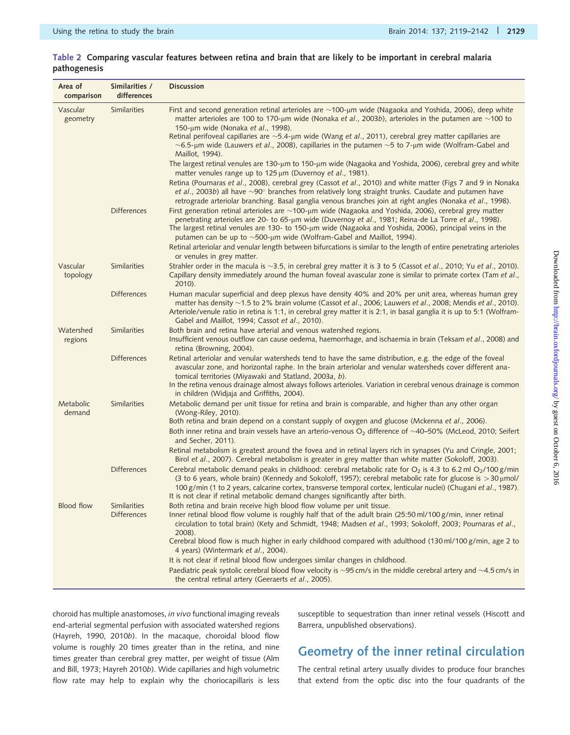**Table 2 Comparing vascular features between retina and brain that are likely to be important in cerebral malaria pathogenesis**

| Area of comparison | Similarities / differences | Discussion |
|---|---|---|
| Vascular geometry | Similarities | First and second generation retinal arterioles are ~100-μm wide (Nagaoka and Yoshida, 2006), deep white matter arterioles are 100 to 170-μm wide (Nonaka *et al*., 2003*b*), arterioles in the putamen are ~100 to 150-μm wide (Nonaka *et al*., 1998).<br>Retinal perifoveal capillaries are ~5.4-μm wide (Wang *et al*., 2011), cerebral grey matter capillaries are ~6.5-μm wide (Lauwers *et al*., 2008), capillaries in the putamen ~5 to 7-μm wide (Wolfram-Gabel and Maillot, 1994).<br>The largest retinal venules are 130-μm to 150-μm wide (Nagaoka and Yoshida, 2006), cerebral grey and white matter venules range up to 125 μm (Duvernoy *et al*., 1981).<br>Retina (Pournaras *et al*., 2008), cerebral grey (Cassot *et al*., 2010) and white matter (Figs 7 and 9 in Nonaka *et al*., 2003*b*) all have ~90° branches from relatively long straight trunks. Caudate and putamen have retrograde arteriolar branching. Basal ganglia venous branches join at right angles (Nonaka *et al*., 1998). |
| | Differences | First generation retinal arterioles are ~100-μm wide (Nagaoka and Yoshida, 2006), cerebral grey matter penetrating arterioles are 20- to 65-μm wide (Duvernoy *et al*., 1981; Reina-de La Torre *et al*., 1998).<br>The largest retinal venules are 130- to 150-μm wide (Nagaoka and Yoshida, 2006), principal veins in the putamen can be up to ~500-μm wide (Wolfram-Gabel and Maillot, 1994).<br>Retinal arteriolar and venular length between bifurcations is similar to the length of entire penetrating arterioles or venules in grey matter. |
| Vascular topology | Similarities | Strahler order in the macula is ~3.5, in cerebral grey matter it is 3 to 5 (Cassot *et al*., 2010; Yu *et al*., 2010).<br>Capillary density immediately around the human foveal avascular zone is similar to primate cortex (Tam *et al*., 2010). |
| | Differences | Human macular superficial and deep plexus have density 40% and 20% per unit area, whereas human grey matter has density ~1.5 to 2% brain volume (Cassot *et al*., 2006; Lauwers *et al*., 2008; Mendis *et al*., 2010).<br>Arteriole/venule ratio in retina is 1:1, in cerebral grey matter it is 2:1, in basal ganglia it is up to 5:1 (Wolfram-Gabel and Maillot, 1994; Cassot *et al*., 2010). |
| Watershed regions | Similarities | Both brain and retina have arterial and venous watershed regions.<br>Insufficient venous outflow can cause oedema, haemorrhage, and ischaemia in brain (Teksam *et al*., 2008) and retina (Browning, 2004). |
| | Differences | Retinal arteriolar and venular watersheds tend to have the same distribution, e.g. the edge of the foveal avascular zone, and horizontal raphe. In the brain arteriolar and venular watersheds cover different anatomical territories (Miyawaki and Statland, 2003*a*, *b*).<br>In the retina venous drainage almost always follows arterioles. Variation in cerebral venous drainage is common in children (Widjaja and Griffiths, 2004). |
| Metabolic demand | Similarities | Metabolic demand per unit tissue for retina and brain is comparable, and higher than any other organ (Wong-Riley, 2010).<br>Both retina and brain depend on a constant supply of oxygen and glucose (Mckenna *et al*., 2006).<br>Both inner retina and brain vessels have an arterio-venous $O_2$ difference of ~40–50% (McLeod, 2010; Seifert and Secher, 2011).<br>Retinal metabolism is greatest around the fovea and in retinal layers rich in synapses (Yu and Cringle, 2001; Birol *et al*., 2007). Cerebral metabolism is greater in grey matter than white matter (Sokoloff, 2003). |
| | Differences | Cerebral metabolic demand peaks in childhood: cerebral metabolic rate for $O_2$ is 4.3 to 6.2 ml $O_2$/100 g/min (3 to 6 years, whole brain) (Kennedy and Sokoloff, 1957); cerebral metabolic rate for glucose is > 30 μmol/100 g/min (1 to 2 years, calcarine cortex, transverse temporal cortex, lenticular nuclei) (Chugani *et al*., 1987).<br>It is not clear if retinal metabolic demand changes significantly after birth. |
| Blood flow | Similarities | Both retina and brain receive high blood flow volume per unit tissue. |
| | Differences | Inner retinal blood flow volume is roughly half that of the adult brain (25:50 ml/100 g/min, inner retinal circulation to total brain) (Kety and Schmidt, 1948; Madsen *et al*., 1993; Sokoloff, 2003; Pournaras *et al*., 2008).<br>Cerebral blood flow is much higher in early childhood compared with adulthood (130 ml/100 g/min, age 2 to 4 years) (Wintermark *et al*., 2004).<br>It is not clear if retinal blood flow undergoes similar changes in childhood.<br>Paediatric peak systolic cerebral blood flow velocity is ~95 cm/s in the middle cerebral artery and ~4.5 cm/s in the central retinal artery (Geeraerts *et al*., 2005). |

choroid has multiple anastomoses, *in vivo* functional imaging reveals end-arterial segmental perfusion with associated watershed regions (Hayreh, 1990, 2010*b*). In the macaque, choroidal blood flow volume is roughly 20 times greater than in the retina, and nine times greater than cerebral grey matter, per weight of tissue (Alm and Bill, 1973; Hayreh 2010*b*). Wide capillaries and high volumetric flow rate may help to explain why the choriocapillaris is less susceptible to sequestration than inner retinal vessels (Hiscott and Barrera, unpublished observations).

## Geometry of the inner retinal circulation

The central retinal artery usually divides to produce four branches that extend from the optic disc into the four quadrants of the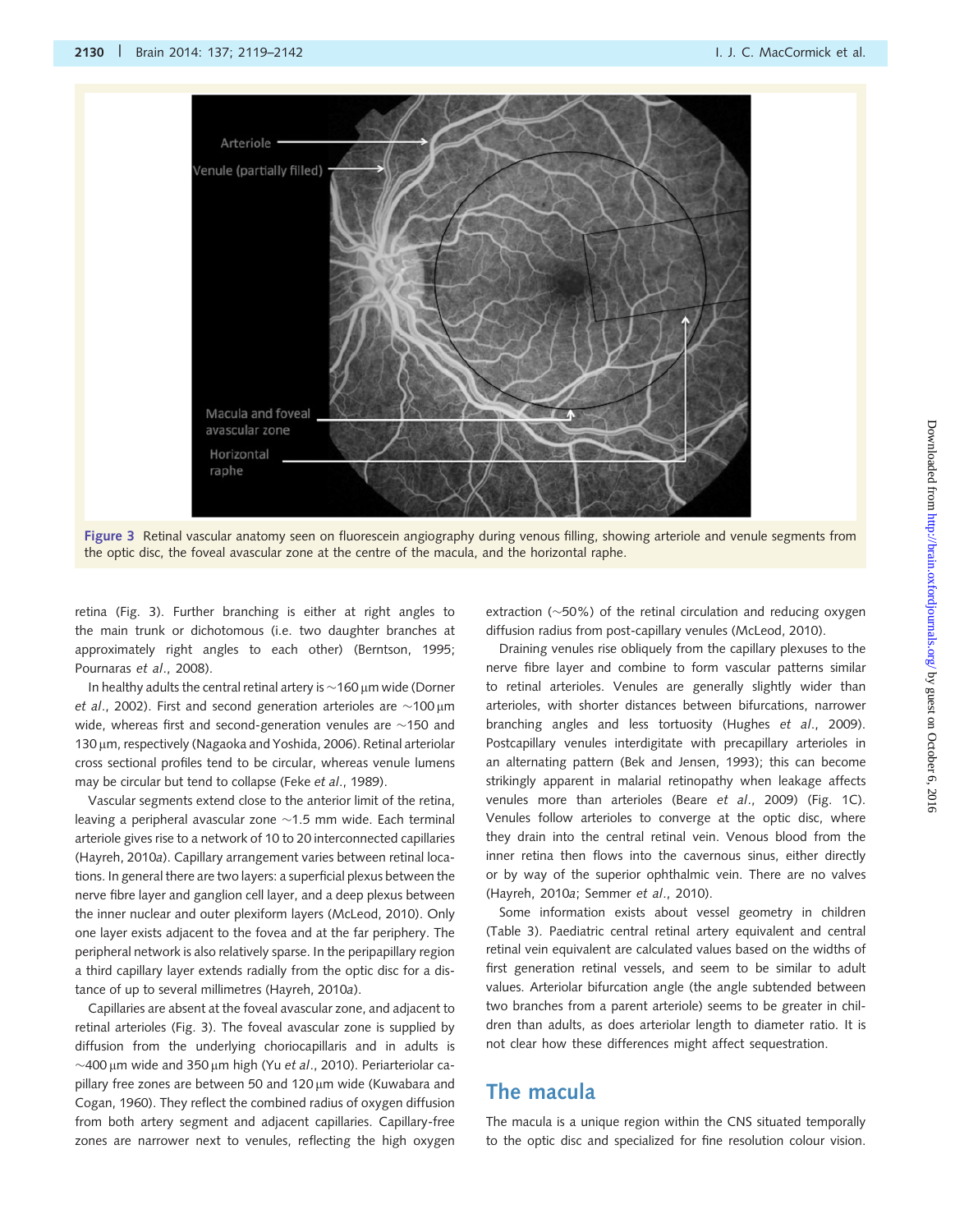Figure 3 Retinal vascular anatomy seen on fluorescein angiography during venous filling, showing arteriole and venule segments from the optic disc, the foveal avascular zone at the centre of the macula, and the horizontal raphe.

retina (Fig. 3). Further branching is either at right angles to the main trunk or dichotomous (i.e. two daughter branches at approximately right angles to each other) (Berntson, 1995; Pournaras *et al*., 2008).

In healthy adults the central retinal artery is ~160 μm wide (Dorner *et al*., 2002). First and second generation arterioles are ~100 μm wide, whereas first and second-generation venules are ~150 and 130 μm, respectively (Nagaoka and Yoshida, 2006). Retinal arteriolar cross sectional profiles tend to be circular, whereas venule lumens may be circular but tend to collapse (Feke *et al*., 1989).

Vascular segments extend close to the anterior limit of the retina, leaving a peripheral avascular zone ~1.5 mm wide. Each terminal arteriole gives rise to a network of 10 to 20 interconnected capillaries (Hayreh, 2010*a*). Capillary arrangement varies between retinal locations. In general there are two layers: a superficial plexus between the nerve fibre layer and ganglion cell layer, and a deep plexus between the inner nuclear and outer plexiform layers (McLeod, 2010). Only one layer exists adjacent to the fovea and at the far periphery. The peripheral network is also relatively sparse. In the peripapillary region a third capillary layer extends radially from the optic disc for a distance of up to several millimetres (Hayreh, 2010*a*).

Capillaries are absent at the foveal avascular zone, and adjacent to retinal arterioles (Fig. 3). The foveal avascular zone is supplied by diffusion from the underlying choriocapillaris and in adults is ~400 μm wide and 350 μm high (Yu *et al*., 2010). Periarteriolar capillary free zones are between 50 and 120 μm wide (Kuwabara and Cogan, 1960). They reflect the combined radius of oxygen diffusion from both artery segment and adjacent capillaries. Capillary-free zones are narrower next to venules, reflecting the high oxygen extraction (~50%) of the retinal circulation and reducing oxygen diffusion radius from post-capillary venules (McLeod, 2010).

Draining venules rise obliquely from the capillary plexuses to the nerve fibre layer and combine to form vascular patterns similar to retinal arterioles. Venules are generally slightly wider than arterioles, with shorter distances between bifurcations, narrower branching angles and less tortuosity (Hughes *et al*., 2009). Postcapillary venules interdigitate with precapillary arterioles in an alternating pattern (Bek and Jensen, 1993); this can become strikingly apparent in malarial retinopathy when leakage affects venules more than arterioles (Beare *et al*., 2009) (Fig. 1C). Venules follow arterioles to converge at the optic disc, where they drain into the central retinal vein. Venous blood from the inner retina then flows into the cavernous sinus, either directly or by way of the superior ophthalmic vein. There are no valves (Hayreh, 2010*a*; Semmer *et al*., 2010).

Some information exists about vessel geometry in children (Table 3). Paediatric central retinal artery equivalent and central retinal vein equivalent are calculated values based on the widths of first generation retinal vessels, and seem to be similar to adult values. Arteriolar bifurcation angle (the angle subtended between two branches from a parent arteriole) seems to be greater in children than adults, as does arteriolar length to diameter ratio. It is not clear how these differences might affect sequestration.

## The macula

The macula is a unique region within the CNS situated temporally to the optic disc and specialized for fine resolution colour vision.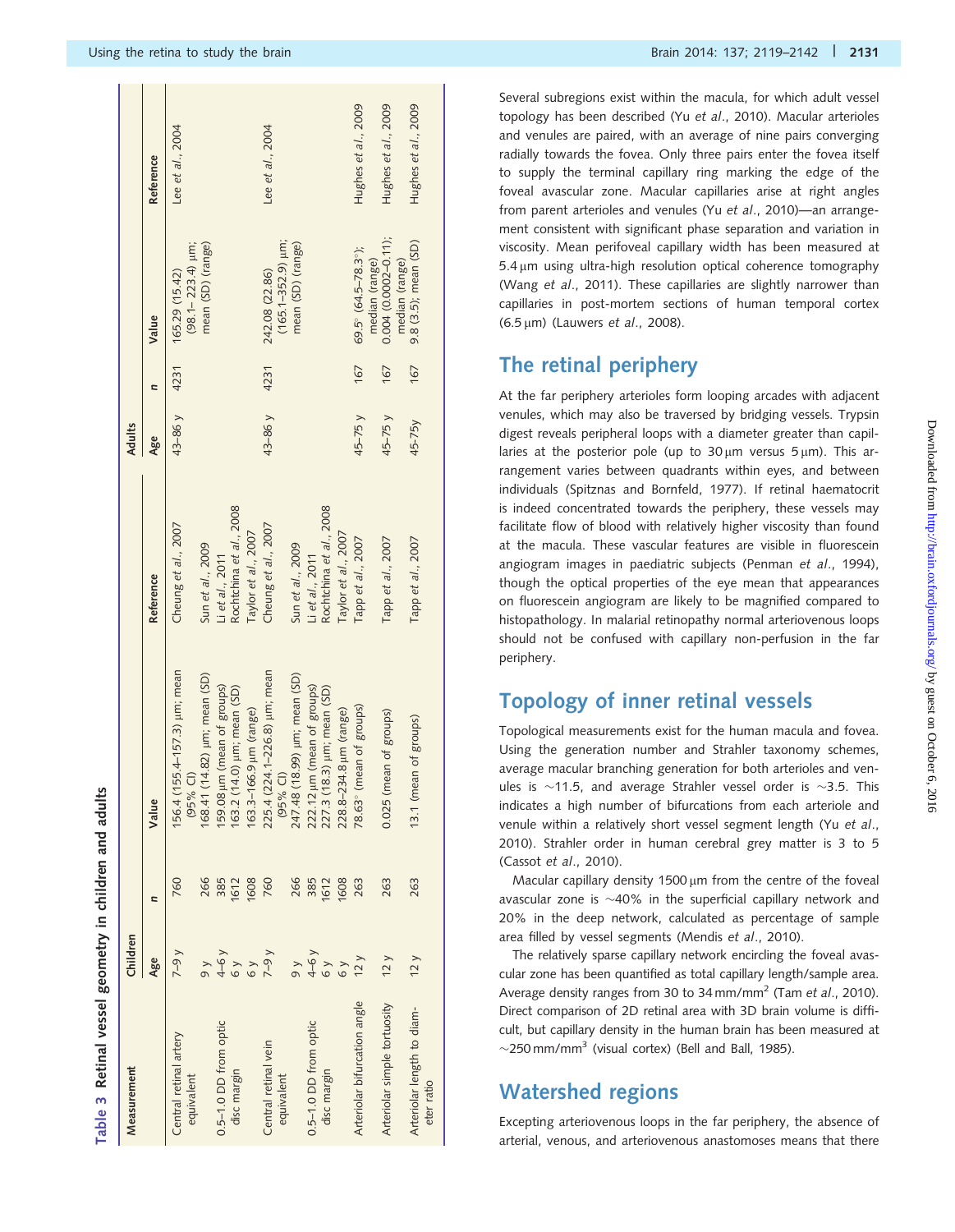**Table 3** Retinal vessel geometry in children and adults

| Measurement | Children | | | | Adults | | | |
|---|---|---|---|---|---|---|---|---|
| | Age | n | Value | Reference | Age | n | Value | Reference |
| Central retinal artery equivalent | 7–9 y | 760 | 156.4 (155.4–157.3) µm; mean (95% CI) | Cheung *et al.*, 2007 | 43–86 y | 4231 | 165.29 (15.42) (98.1– 223.4) µm; mean (SD) (range) | Lee *et al.*, 2004 |
| | 9 y | 266 | 168.41 (14.82) µm; mean (SD) | Sun *et al.*, 2009 | | | | |
| 0.5–1.0 DD from optic disc margin | 4–6 y | 385 | 159.08 µm (mean of groups) | Li *et al.*, 2011 | | | | |
| | 6 y | 1612 | 163.2 (14.0) µm; mean (SD) | Rochtchina *et al.*, 2008 | | | | |
| | 6 y | 1608 | 163.3–166.9 µm (range) | Taylor *et al.*, 2007 | | | | |
| Central retinal vein equivalent | 7–9 y | 760 | 225.4 (224.1–226.8) µm; mean (95% CI) | Cheung *et al.*, 2007 | 43–86 y | 4231 | 242.08 (22.86) (165.1–352.9) µm; mean (SD) (range) | Lee *et al.*, 2004 |
| | 9 y | 266 | 247.48 (18.99) µm; mean (SD) | Sun *et al.*, 2009 | | | | |
| 0.5–1.0 DD from optic disc margin | 4–6 y | 385 | 222.12 µm (mean of groups) | Li *et al.*, 2011 | | | | |
| | 6 y | 1612 | 227.3 (18.3) µm; mean (SD) | Rochtchina *et al.*, 2008 | | | | |
| | 6 y | 1608 | 228.8–234.8 µm (range) | Taylor *et al.*, 2007 | | | | |
| Arteriolar bifurcation angle | 12 y | 263 | 78.63° (mean of groups) | Tapp *et al.*, 2007 | 45–75 y | 167 | 69.5° (64.5–78.3°); median (range) | Hughes *et al.*, 2009 |
| Arteriolar simple tortuosity | 12 y | 263 | 0.025 (mean of groups) | Tapp *et al.*, 2007 | 45–75 y | 167 | 0.004 (0.0002–0.11); median (range) | Hughes *et al.*, 2009 |
| Arteriolar length to diameter ratio | 12 y | 263 | 13.1 (mean of groups) | Tapp *et al.*, 2007 | 45-75y | 167 | 9.8 (3.5); mean (SD) | Hughes *et al.*, 2009 |

Several subregions exist within the macula, for which adult vessel topology has been described (Yu *et al.*, 2010). Macular arterioles and venules are paired, with an average of nine pairs converging radially towards the fovea. Only three pairs enter the fovea itself to supply the terminal capillary ring marking the edge of the foveal avascular zone. Macular capillaries arise at right angles from parent arterioles and venules (Yu *et al.*, 2010)—an arrangement consistent with significant phase separation and variation in viscosity. Mean perifoveal capillary width has been measured at 5.4 µm using ultra-high resolution optical coherence tomography (Wang *et al.*, 2011). These capillaries are slightly narrower than capillaries in post-mortem sections of human temporal cortex (6.5 µm) (Lauwers *et al.*, 2008).

## The retinal periphery

At the far periphery arterioles form looping arcades with adjacent venules, which may also be traversed by bridging vessels. Trypsin digest reveals peripheral loops with a diameter greater than capillaries at the posterior pole (up to 30 µm versus 5 µm). This arrangement varies between quadrants within eyes, and between individuals (Spitznas and Bornfeld, 1977). If retinal haematocrit is indeed concentrated towards the periphery, these vessels may facilitate flow of blood with relatively higher viscosity than found at the macula. These vascular features are visible in fluorescein angiogram images in paediatric subjects (Penman *et al.*, 1994), though the optical properties of the eye mean that appearances on fluorescein angiogram are likely to be magnified compared to histopathology. In malarial retinopathy normal arteriovenous loops should not be confused with capillary non-perfusion in the far periphery.

## Topology of inner retinal vessels

Topological measurements exist for the human macula and fovea. Using the generation number and Strahler taxonomy schemes, average macular branching generation for both arterioles and venules is ~11.5, and average Strahler vessel order is ~3.5. This indicates a high number of bifurcations from each arteriole and venule within a relatively short vessel segment length (Yu *et al.*, 2010). Strahler order in human cerebral grey matter is 3 to 5 (Cassot *et al.*, 2010).

Macular capillary density 1500 µm from the centre of the foveal avascular zone is ~40% in the superficial capillary network and 20% in the deep network, calculated as percentage of sample area filled by vessel segments (Mendis *et al.*, 2010).

The relatively sparse capillary network encircling the foveal avascular zone has been quantified as total capillary length/sample area. Average density ranges from 30 to 34 mm/mm$^2$ (Tam *et al.*, 2010). Direct comparison of 2D retinal area with 3D brain volume is difficult, but capillary density in the human brain has been measured at ~250 mm/mm$^3$ (visual cortex) (Bell and Ball, 1985).

## Watershed regions

Excepting arteriovenous loops in the far periphery, the absence of arterial, venous, and arteriovenous anastomoses means that there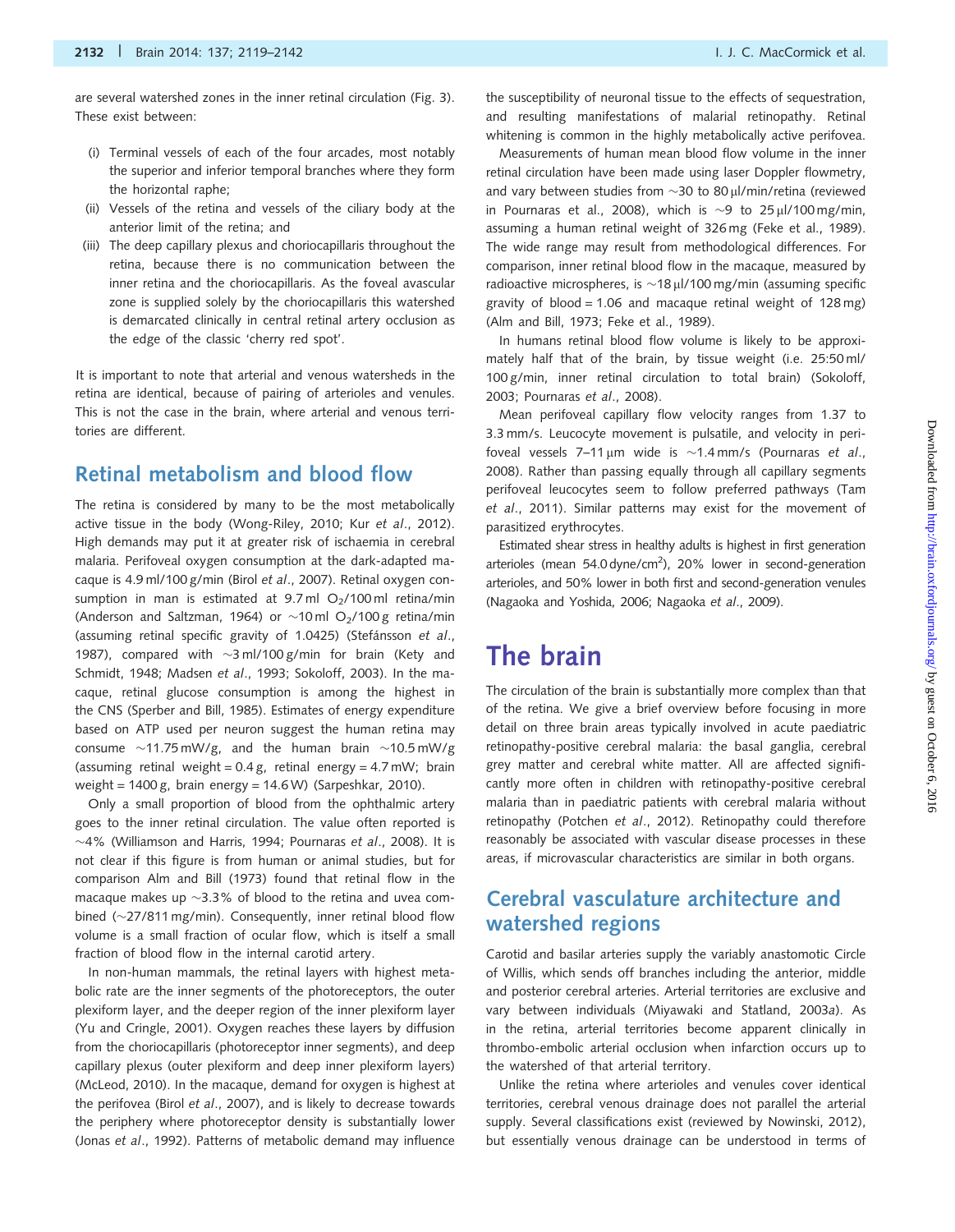are several watershed zones in the inner retinal circulation (Fig. 3). These exist between:

(i) Terminal vessels of each of the four arcades, most notably the superior and inferior temporal branches where they form the horizontal raphe;
(ii) Vessels of the retina and vessels of the ciliary body at the anterior limit of the retina; and
(iii) The deep capillary plexus and choriocapillaris throughout the retina, because there is no communication between the inner retina and the choriocapillaris. As the foveal avascular zone is supplied solely by the choriocapillaris this watershed is demarcated clinically in central retinal artery occlusion as the edge of the classic 'cherry red spot'.

It is important to note that arterial and venous watersheds in the retina are identical, because of pairing of arterioles and venules. This is not the case in the brain, where arterial and venous territories are different.

## Retinal metabolism and blood flow

The retina is considered by many to be the most metabolically active tissue in the body (Wong-Riley, 2010; Kur *et al*., 2012). High demands may put it at greater risk of ischaemia in cerebral malaria. Perifoveal oxygen consumption at the dark-adapted macaque is 4.9 ml/100 g/min (Birol *et al*., 2007). Retinal oxygen consumption in man is estimated at 9.7 ml $O_2$/100 ml retina/min (Anderson and Saltzman, 1964) or ~10 ml $O_2$/100 g retina/min (assuming retinal specific gravity of 1.0425) (Stefánsson *et al*., 1987), compared with ~3 ml/100 g/min for brain (Kety and Schmidt, 1948; Madsen *et al*., 1993; Sokoloff, 2003). In the macaque, retinal glucose consumption is among the highest in the CNS (Sperber and Bill, 1985). Estimates of energy expenditure based on ATP used per neuron suggest the human retina may consume ~11.75 mW/g, and the human brain ~10.5 mW/g (assuming retinal weight = 0.4 g, retinal energy = 4.7 mW; brain weight = 1400 g, brain energy = 14.6 W) (Sarpeshkar, 2010).

Only a small proportion of blood from the ophthalmic artery goes to the inner retinal circulation. The value often reported is ~4% (Williamson and Harris, 1994; Pournaras *et al*., 2008). It is not clear if this figure is from human or animal studies, but for comparison Alm and Bill (1973) found that retinal flow in the macaque makes up ~3.3% of blood to the retina and uvea combined (~27/811 mg/min). Consequently, inner retinal blood flow volume is a small fraction of ocular flow, which is itself a small fraction of blood flow in the internal carotid artery.

In non-human mammals, the retinal layers with highest metabolic rate are the inner segments of the photoreceptors, the outer plexiform layer, and the deeper region of the inner plexiform layer (Yu and Cringle, 2001). Oxygen reaches these layers by diffusion from the choriocapillaris (photoreceptor inner segments), and deep capillary plexus (outer plexiform and deep inner plexiform layers) (McLeod, 2010). In the macaque, demand for oxygen is highest at the perifovea (Birol *et al*., 2007), and is likely to decrease towards the periphery where photoreceptor density is substantially lower (Jonas *et al*., 1992). Patterns of metabolic demand may influence the susceptibility of neuronal tissue to the effects of sequestration, and resulting manifestations of malarial retinopathy. Retinal whitening is common in the highly metabolically active perifovea.

Measurements of human mean blood flow volume in the inner retinal circulation have been made using laser Doppler flowmetry, and vary between studies from ~30 to 80 µl/min/retina (reviewed in Pournaras et al., 2008), which is ~9 to 25 µl/100 mg/min, assuming a human retinal weight of 326 mg (Feke et al., 1989). The wide range may result from methodological differences. For comparison, inner retinal blood flow in the macaque, measured by radioactive microspheres, is ~18 µl/100 mg/min (assuming specific gravity of blood = 1.06 and macaque retinal weight of 128 mg) (Alm and Bill, 1973; Feke et al., 1989).

In humans retinal blood flow volume is likely to be approximately half that of the brain, by tissue weight (i.e. 25:50 ml/100 g/min, inner retinal circulation to total brain) (Sokoloff, 2003; Pournaras *et al*., 2008).

Mean perifoveal capillary flow velocity ranges from 1.37 to 3.3 mm/s. Leucocyte movement is pulsatile, and velocity in perifoveal vessels 7–11 µm wide is ~1.4 mm/s (Pournaras *et al*., 2008). Rather than passing equally through all capillary segments perifoveal leucocytes seem to follow preferred pathways (Tam *et al*., 2011). Similar patterns may exist for the movement of parasitized erythrocytes.

Estimated shear stress in healthy adults is highest in first generation arterioles (mean 54.0 dyne/cm$^2$), 20% lower in second-generation arterioles, and 50% lower in both first and second-generation venules (Nagaoka and Yoshida, 2006; Nagaoka *et al*., 2009).

# The brain

The circulation of the brain is substantially more complex than that of the retina. We give a brief overview before focusing in more detail on three brain areas typically involved in acute paediatric retinopathy-positive cerebral malaria: the basal ganglia, cerebral grey matter and cerebral white matter. All are affected significantly more often in children with retinopathy-positive cerebral malaria than in paediatric patients with cerebral malaria without retinopathy (Potchen *et al*., 2012). Retinopathy could therefore reasonably be associated with vascular disease processes in these areas, if microvascular characteristics are similar in both organs.

## Cerebral vasculature architecture and watershed regions

Carotid and basilar arteries supply the variably anastomotic Circle of Willis, which sends off branches including the anterior, middle and posterior cerebral arteries. Arterial territories are exclusive and vary between individuals (Miyawaki and Statland, 2003*a*). As in the retina, arterial territories become apparent clinically in thrombo-embolic arterial occlusion when infarction occurs up to the watershed of that arterial territory.

Unlike the retina where arterioles and venules cover identical territories, cerebral venous drainage does not parallel the arterial supply. Several classifications exist (reviewed by Nowinski, 2012), but essentially venous drainage can be understood in terms of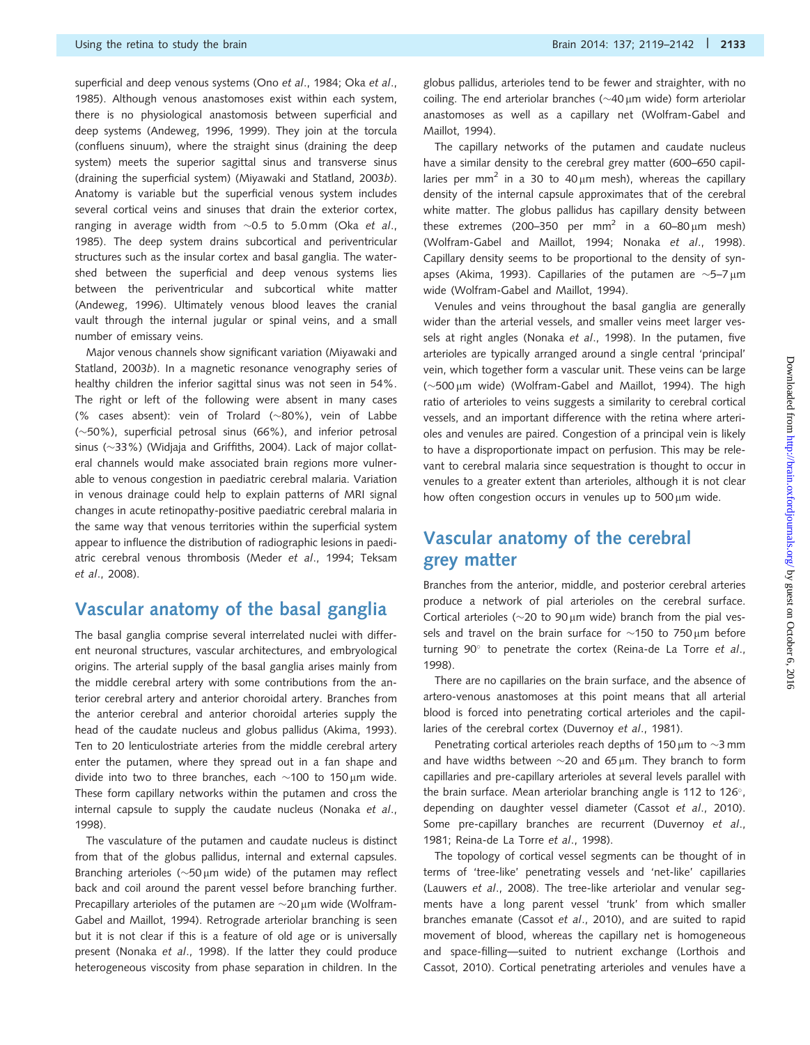superficial and deep venous systems (Ono *et al*., 1984; Oka *et al*., 1985). Although venous anastomoses exist within each system, there is no physiological anastomosis between superficial and deep systems (Andeweg, 1996, 1999). They join at the torcula (confluens sinuum), where the straight sinus (draining the deep system) meets the superior sagittal sinus and transverse sinus (draining the superficial system) (Miyawaki and Statland, 2003*b*). Anatomy is variable but the superficial venous system includes several cortical veins and sinuses that drain the exterior cortex, ranging in average width from ~0.5 to 5.0 mm (Oka *et al*., 1985). The deep system drains subcortical and periventricular structures such as the insular cortex and basal ganglia. The watershed between the superficial and deep venous systems lies between the periventricular and subcortical white matter (Andeweg, 1996). Ultimately venous blood leaves the cranial vault through the internal jugular or spinal veins, and a small number of emissary veins.

Major venous channels show significant variation (Miyawaki and Statland, 2003*b*). In a magnetic resonance venography series of healthy children the inferior sagittal sinus was not seen in 54%. The right or left of the following were absent in many cases (% cases absent): vein of Trolard (~80%), vein of Labbe (~50%), superficial petrosal sinus (66%), and inferior petrosal sinus (~33%) (Widjaja and Griffiths, 2004). Lack of major collateral channels would make associated brain regions more vulnerable to venous congestion in paediatric cerebral malaria. Variation in venous drainage could help to explain patterns of MRI signal changes in acute retinopathy-positive paediatric cerebral malaria in the same way that venous territories within the superficial system appear to influence the distribution of radiographic lesions in paediatric cerebral venous thrombosis (Meder *et al*., 1994; Teksam *et al*., 2008).

## Vascular anatomy of the basal ganglia

The basal ganglia comprise several interrelated nuclei with different neuronal structures, vascular architectures, and embryological origins. The arterial supply of the basal ganglia arises mainly from the middle cerebral artery with some contributions from the anterior cerebral artery and anterior choroidal artery. Branches from the anterior cerebral and anterior choroidal arteries supply the head of the caudate nucleus and globus pallidus (Akima, 1993). Ten to 20 lenticulostriate arteries from the middle cerebral artery enter the putamen, where they spread out in a fan shape and divide into two to three branches, each ~100 to 150 μm wide. These form capillary networks within the putamen and cross the internal capsule to supply the caudate nucleus (Nonaka *et al*., 1998).

The vasculature of the putamen and caudate nucleus is distinct from that of the globus pallidus, internal and external capsules. Branching arterioles (~50 μm wide) of the putamen may reflect back and coil around the parent vessel before branching further. Precapillary arterioles of the putamen are ~20 μm wide (Wolfram-Gabel and Maillot, 1994). Retrograde arteriolar branching is seen but it is not clear if this is a feature of old age or is universally present (Nonaka *et al*., 1998). If the latter they could produce heterogeneous viscosity from phase separation in children. In the globus pallidus, arterioles tend to be fewer and straighter, with no coiling. The end arteriolar branches (~40 μm wide) form arteriolar anastomoses as well as a capillary net (Wolfram-Gabel and Maillot, 1994).

The capillary networks of the putamen and caudate nucleus have a similar density to the cerebral grey matter (600–650 capillaries per mm$^2$ in a 30 to 40 μm mesh), whereas the capillary density of the internal capsule approximates that of the cerebral white matter. The globus pallidus has capillary density between these extremes (200–350 per mm$^2$ in a 60–80 μm mesh) (Wolfram-Gabel and Maillot, 1994; Nonaka *et al*., 1998). Capillary density seems to be proportional to the density of synapses (Akima, 1993). Capillaries of the putamen are ~5–7 μm wide (Wolfram-Gabel and Maillot, 1994).

Venules and veins throughout the basal ganglia are generally wider than the arterial vessels, and smaller veins meet larger vessels at right angles (Nonaka *et al*., 1998). In the putamen, five arterioles are typically arranged around a single central 'principal' vein, which together form a vascular unit. These veins can be large (~500 μm wide) (Wolfram-Gabel and Maillot, 1994). The high ratio of arterioles to veins suggests a similarity to cerebral cortical vessels, and an important difference with the retina where arterioles and venules are paired. Congestion of a principal vein is likely to have a disproportionate impact on perfusion. This may be relevant to cerebral malaria since sequestration is thought to occur in venules to a greater extent than arterioles, although it is not clear how often congestion occurs in venules up to 500 μm wide.

## Vascular anatomy of the cerebral grey matter

Branches from the anterior, middle, and posterior cerebral arteries produce a network of pial arterioles on the cerebral surface. Cortical arterioles (~20 to 90 μm wide) branch from the pial vessels and travel on the brain surface for ~150 to 750 μm before turning 90° to penetrate the cortex (Reina-de La Torre *et al*., 1998).

There are no capillaries on the brain surface, and the absence of artero-venous anastomoses at this point means that all arterial blood is forced into penetrating cortical arterioles and the capillaries of the cerebral cortex (Duvernoy *et al*., 1981).

Penetrating cortical arterioles reach depths of 150 μm to ~3 mm and have widths between ~20 and 65 μm. They branch to form capillaries and pre-capillary arterioles at several levels parallel with the brain surface. Mean arteriolar branching angle is 112 to 126°, depending on daughter vessel diameter (Cassot *et al*., 2010). Some pre-capillary branches are recurrent (Duvernoy *et al*., 1981; Reina-de La Torre *et al*., 1998).

The topology of cortical vessel segments can be thought of in terms of 'tree-like' penetrating vessels and 'net-like' capillaries (Lauwers *et al*., 2008). The tree-like arteriolar and venular segments have a long parent vessel 'trunk' from which smaller branches emanate (Cassot *et al*., 2010), and are suited to rapid movement of blood, whereas the capillary net is homogeneous and space-filling—suited to nutrient exchange (Lorthois and Cassot, 2010). Cortical penetrating arterioles and venules have a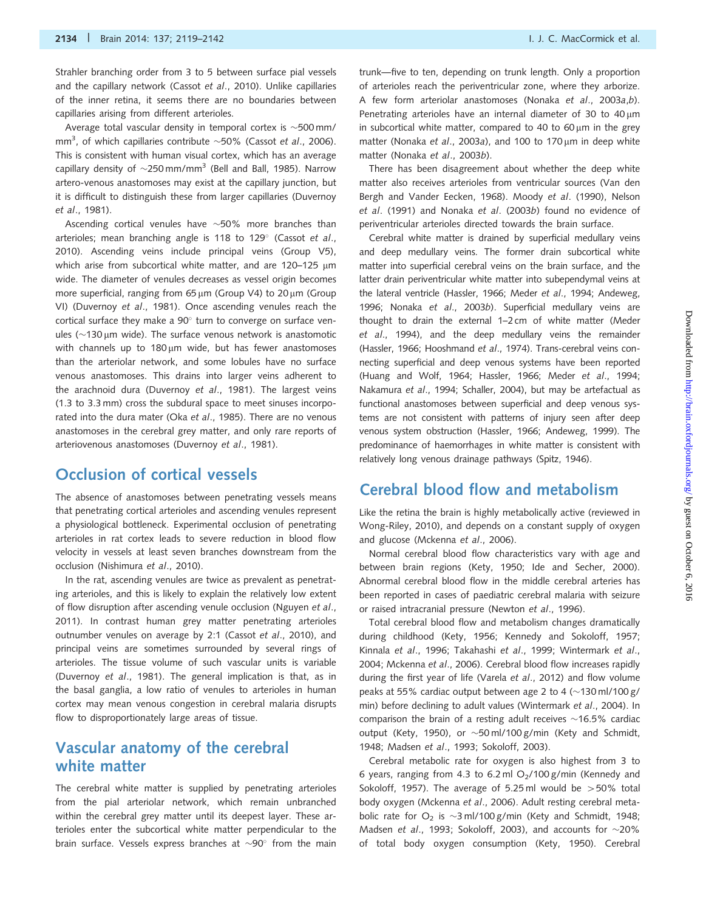Strahler branching order from 3 to 5 between surface pial vessels and the capillary network (Cassot *et al*., 2010). Unlike capillaries of the inner retina, it seems there are no boundaries between capillaries arising from different arterioles.

Average total vascular density in temporal cortex is ~500 mm/mm$^3$, of which capillaries contribute ~50% (Cassot *et al*., 2006). This is consistent with human visual cortex, which has an average capillary density of ~250 mm/mm$^3$ (Bell and Ball, 1985). Narrow artero-venous anastomoses may exist at the capillary junction, but it is difficult to distinguish these from larger capillaries (Duvernoy *et al*., 1981).

Ascending cortical venules have ~50% more branches than arterioles; mean branching angle is 118 to 129° (Cassot *et al*., 2010). Ascending veins include principal veins (Group V5), which arise from subcortical white matter, and are 120–125 μm wide. The diameter of venules decreases as vessel origin becomes more superficial, ranging from 65 μm (Group V4) to 20 μm (Group VI) (Duvernoy *et al*., 1981). Once ascending venules reach the cortical surface they make a 90° turn to converge on surface venules (~130 μm wide). The surface venous network is anastomotic with channels up to 180 μm wide, but has fewer anastomoses than the arteriolar network, and some lobules have no surface venous anastomoses. This drains into larger veins adherent to the arachnoid dura (Duvernoy *et al*., 1981). The largest veins (1.3 to 3.3 mm) cross the subdural space to meet sinuses incorporated into the dura mater (Oka *et al*., 1985). There are no venous anastomoses in the cerebral grey matter, and only rare reports of arteriovenous anastomoses (Duvernoy *et al*., 1981).

## Occlusion of cortical vessels

The absence of anastomoses between penetrating vessels means that penetrating cortical arterioles and ascending venules represent a physiological bottleneck. Experimental occlusion of penetrating arterioles in rat cortex leads to severe reduction in blood flow velocity in vessels at least seven branches downstream from the occlusion (Nishimura *et al*., 2010).

In the rat, ascending venules are twice as prevalent as penetrating arterioles, and this is likely to explain the relatively low extent of flow disruption after ascending venule occlusion (Nguyen *et al*., 2011). In contrast human grey matter penetrating arterioles outnumber venules on average by 2:1 (Cassot *et al*., 2010), and principal veins are sometimes surrounded by several rings of arterioles. The tissue volume of such vascular units is variable (Duvernoy *et al*., 1981). The general implication is that, as in the basal ganglia, a low ratio of venules to arterioles in human cortex may mean venous congestion in cerebral malaria disrupts flow to disproportionately large areas of tissue.

## Vascular anatomy of the cerebral white matter

The cerebral white matter is supplied by penetrating arterioles from the pial arteriolar network, which remain unbranched within the cerebral grey matter until its deepest layer. These arterioles enter the subcortical white matter perpendicular to the brain surface. Vessels express branches at ~90° from the main trunk—five to ten, depending on trunk length. Only a proportion of arterioles reach the periventricular zone, where they arborize. A few form arteriolar anastomoses (Nonaka *et al*., 2003a,b). Penetrating arterioles have an internal diameter of 30 to 40 μm in subcortical white matter, compared to 40 to 60 μm in the grey matter (Nonaka *et al*., 2003a), and 100 to 170 μm in deep white matter (Nonaka *et al*., 2003b).

There has been disagreement about whether the deep white matter also receives arterioles from ventricular sources (Van den Bergh and Vander Eecken, 1968). Moody *et al*. (1990), Nelson *et al*. (1991) and Nonaka *et al*. (2003b) found no evidence of periventricular arterioles directed towards the brain surface.

Cerebral white matter is drained by superficial medullary veins and deep medullary veins. The former drain subcortical white matter into superficial cerebral veins on the brain surface, and the latter drain periventricular white matter into subependymal veins at the lateral ventricle (Hassler, 1966; Meder *et al*., 1994; Andeweg, 1996; Nonaka *et al*., 2003b). Superficial medullary veins are thought to drain the external 1–2 cm of white matter (Meder *et al*., 1994), and the deep medullary veins the remainder (Hassler, 1966; Hooshmand *et al*., 1974). Trans-cerebral veins connecting superficial and deep venous systems have been reported (Huang and Wolf, 1964; Hassler, 1966; Meder *et al*., 1994; Nakamura *et al*., 1994; Schaller, 2004), but may be artefactual as functional anastomoses between superficial and deep venous systems are not consistent with patterns of injury seen after deep venous system obstruction (Hassler, 1966; Andeweg, 1999). The predominance of haemorrhages in white matter is consistent with relatively long venous drainage pathways (Spitz, 1946).

## Cerebral blood flow and metabolism

Like the retina the brain is highly metabolically active (reviewed in Wong-Riley, 2010), and depends on a constant supply of oxygen and glucose (Mckenna *et al*., 2006).

Normal cerebral blood flow characteristics vary with age and between brain regions (Kety, 1950; Ide and Secher, 2000). Abnormal cerebral blood flow in the middle cerebral arteries has been reported in cases of paediatric cerebral malaria with seizure or raised intracranial pressure (Newton *et al*., 1996).

Total cerebral blood flow and metabolism changes dramatically during childhood (Kety, 1956; Kennedy and Sokoloff, 1957; Kinnala *et al*., 1996; Takahashi *et al*., 1999; Wintermark *et al*., 2004; Mckenna *et al*., 2006). Cerebral blood flow increases rapidly during the first year of life (Varela *et al*., 2012) and flow volume peaks at 55% cardiac output between age 2 to 4 (~130 ml/100 g/min) before declining to adult values (Wintermark *et al*., 2004). In comparison the brain of a resting adult receives ~16.5% cardiac output (Kety, 1950), or ~50 ml/100 g/min (Kety and Schmidt, 1948; Madsen *et al*., 1993; Sokoloff, 2003).

Cerebral metabolic rate for oxygen is also highest from 3 to 6 years, ranging from 4.3 to 6.2 ml $O_2$/100 g/min (Kennedy and Sokoloff, 1957). The average of 5.25 ml would be >50% total body oxygen (Mckenna *et al*., 2006). Adult resting cerebral metabolic rate for $O_2$ is ~3 ml/100 g/min (Kety and Schmidt, 1948; Madsen *et al*., 1993; Sokoloff, 2003), and accounts for ~20% of total body oxygen consumption (Kety, 1950). Cerebral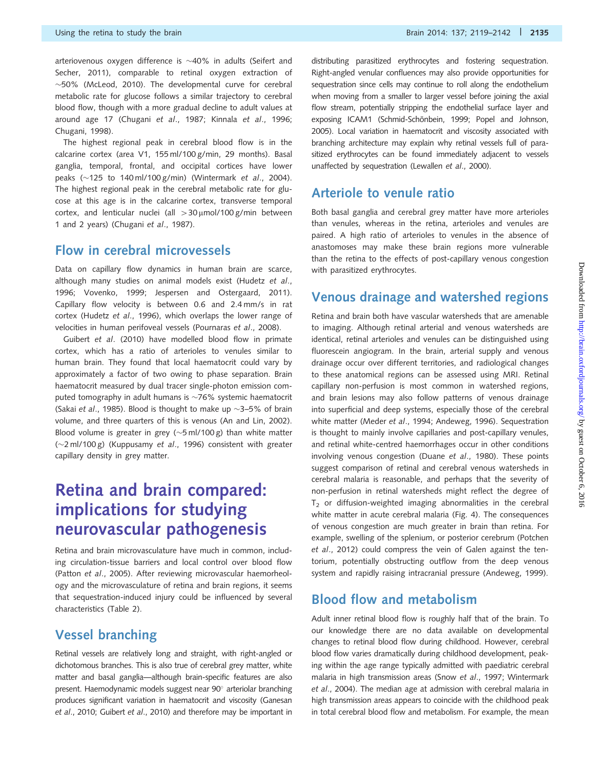arteriovenous oxygen difference is ~40% in adults (Seifert and Secher, 2011), comparable to retinal oxygen extraction of ~50% (McLeod, 2010). The developmental curve for cerebral metabolic rate for glucose follows a similar trajectory to cerebral blood flow, though with a more gradual decline to adult values at around age 17 (Chugani *et al*., 1987; Kinnala *et al*., 1996; Chugani, 1998).

The highest regional peak in cerebral blood flow is in the calcarine cortex (area V1, 155 ml/100 g/min, 29 months). Basal ganglia, temporal, frontal, and occipital cortices have lower peaks (~125 to 140 ml/100 g/min) (Wintermark *et al*., 2004). The highest regional peak in the cerebral metabolic rate for glucose at this age is in the calcarine cortex, transverse temporal cortex, and lenticular nuclei (all >30 μmol/100 g/min between 1 and 2 years) (Chugani *et al*., 1987).

## Flow in cerebral microvessels

Data on capillary flow dynamics in human brain are scarce, although many studies on animal models exist (Hudetz *et al*., 1996; Vovenko, 1999; Jespersen and Ostergaard, 2011). Capillary flow velocity is between 0.6 and 2.4 mm/s in rat cortex (Hudetz *et al*., 1996), which overlaps the lower range of velocities in human perifoveal vessels (Pournaras *et al*., 2008).

Guibert *et al*. (2010) have modelled blood flow in primate cortex, which has a ratio of arterioles to venules similar to human brain. They found that local haematocrit could vary by approximately a factor of two owing to phase separation. Brain haematocrit measured by dual tracer single-photon emission computed tomography in adult humans is ~76% systemic haematocrit (Sakai *et al*., 1985). Blood is thought to make up ~3–5% of brain volume, and three quarters of this is venous (An and Lin, 2002). Blood volume is greater in grey (~5 ml/100 g) than white matter (~2 ml/100 g) (Kuppusamy *et al*., 1996) consistent with greater capillary density in grey matter.

# Retina and brain compared: implications for studying neurovascular pathogenesis

Retina and brain microvasculature have much in common, including circulation-tissue barriers and local control over blood flow (Patton *et al*., 2005). After reviewing microvascular haemorheology and the microvasculature of retina and brain regions, it seems that sequestration-induced injury could be influenced by several characteristics (Table 2).

## Vessel branching

Retinal vessels are relatively long and straight, with right-angled or dichotomous branches. This is also true of cerebral grey matter, white matter and basal ganglia—although brain-specific features are also present. Haemodynamic models suggest near 90° arteriolar branching produces significant variation in haematocrit and viscosity (Ganesan *et al*., 2010; Guibert *et al*., 2010) and therefore may be important in distributing parasitized erythrocytes and fostering sequestration. Right-angled venular confluences may also provide opportunities for sequestration since cells may continue to roll along the endothelium when moving from a smaller to larger vessel before joining the axial flow stream, potentially stripping the endothelial surface layer and exposing ICAM1 (Schmid-Schönbein, 1999; Popel and Johnson, 2005). Local variation in haematocrit and viscosity associated with branching architecture may explain why retinal vessels full of parasitized erythrocytes can be found immediately adjacent to vessels unaffected by sequestration (Lewallen *et al*., 2000).

## Arteriole to venule ratio

Both basal ganglia and cerebral grey matter have more arterioles than venules, whereas in the retina, arterioles and venules are paired. A high ratio of arterioles to venules in the absence of anastomoses may make these brain regions more vulnerable than the retina to the effects of post-capillary venous congestion with parasitized erythrocytes.

## Venous drainage and watershed regions

Retina and brain both have vascular watersheds that are amenable to imaging. Although retinal arterial and venous watersheds are identical, retinal arterioles and venules can be distinguished using fluorescein angiogram. In the brain, arterial supply and venous drainage occur over different territories, and radiological changes to these anatomical regions can be assessed using MRI. Retinal capillary non-perfusion is most common in watershed regions, and brain lesions may also follow patterns of venous drainage into superficial and deep systems, especially those of the cerebral white matter (Meder *et al*., 1994; Andeweg, 1996). Sequestration is thought to mainly involve capillaries and post-capillary venules, and retinal white-centred haemorrhages occur in other conditions involving venous congestion (Duane *et al*., 1980). These points suggest comparison of retinal and cerebral venous watersheds in cerebral malaria is reasonable, and perhaps that the severity of non-perfusion in retinal watersheds might reflect the degree of $T_2$ or diffusion-weighted imaging abnormalities in the cerebral white matter in acute cerebral malaria (Fig. 4). The consequences of venous congestion are much greater in brain than retina. For example, swelling of the splenium, or posterior cerebrum (Potchen *et al*., 2012) could compress the vein of Galen against the tentorium, potentially obstructing outflow from the deep venous system and rapidly raising intracranial pressure (Andeweg, 1999).

## Blood flow and metabolism

Adult inner retinal blood flow is roughly half that of the brain. To our knowledge there are no data available on developmental changes to retinal blood flow during childhood. However, cerebral blood flow varies dramatically during childhood development, peaking within the age range typically admitted with paediatric cerebral malaria in high transmission areas (Snow *et al*., 1997; Wintermark *et al*., 2004). The median age at admission with cerebral malaria in high transmission areas appears to coincide with the childhood peak in total cerebral blood flow and metabolism. For example, the mean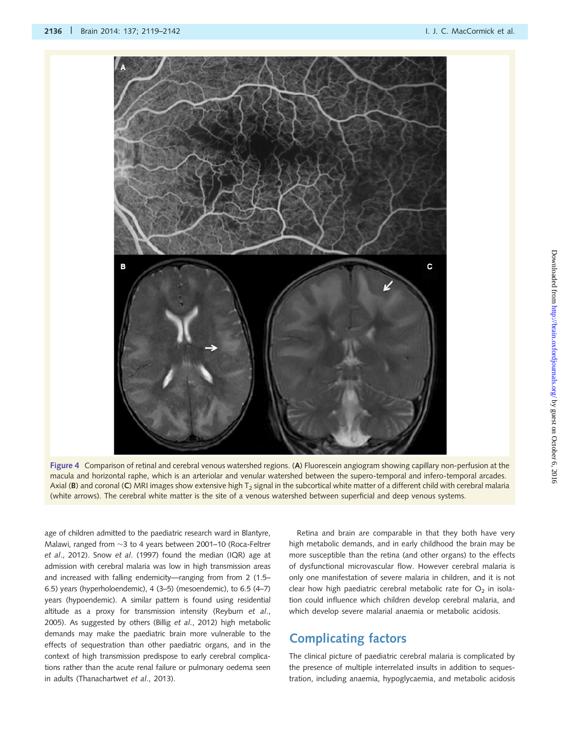Figure 4 Comparison of retinal and cerebral venous watershed regions. (A) Fluorescein angiogram showing capillary non-perfusion at the macula and horizontal raphe, which is an arteriolar and venular watershed between the supero-temporal and infero-temporal arcades. Axial (B) and coronal (C) MRI images show extensive high $T_2$ signal in the subcortical white matter of a different child with cerebral malaria (white arrows). The cerebral white matter is the site of a venous watershed between superficial and deep venous systems.

age of children admitted to the paediatric research ward in Blantyre, Malawi, ranged from ~3 to 4 years between 2001–10 (Roca-Feltrer *et al*., 2012). Snow *et al*. (1997) found the median (IQR) age at admission with cerebral malaria was low in high transmission areas and increased with falling endemicity—ranging from from 2 (1.5–6.5) years (hyperholoendemic), 4 (3–5) (mesoendemic), to 6.5 (4–7) years (hypoendemic). A similar pattern is found using residential altitude as a proxy for transmission intensity (Reyburn *et al*., 2005). As suggested by others (Billig *et al*., 2012) high metabolic demands may make the paediatric brain more vulnerable to the effects of sequestration than other paediatric organs, and in the context of high transmission predispose to early cerebral complications rather than the acute renal failure or pulmonary oedema seen in adults (Thanachartwet *et al*., 2013).

Retina and brain are comparable in that they both have very high metabolic demands, and in early childhood the brain may be more susceptible than the retina (and other organs) to the effects of dysfunctional microvascular flow. However cerebral malaria is only one manifestation of severe malaria in children, and it is not clear how high paediatric cerebral metabolic rate for $O_2$ in isolation could influence which children develop cerebral malaria, and which develop severe malarial anaemia or metabolic acidosis.

## Complicating factors

The clinical picture of paediatric cerebral malaria is complicated by the presence of multiple interrelated insults in addition to sequestration, including anaemia, hypoglycaemia, and metabolic acidosis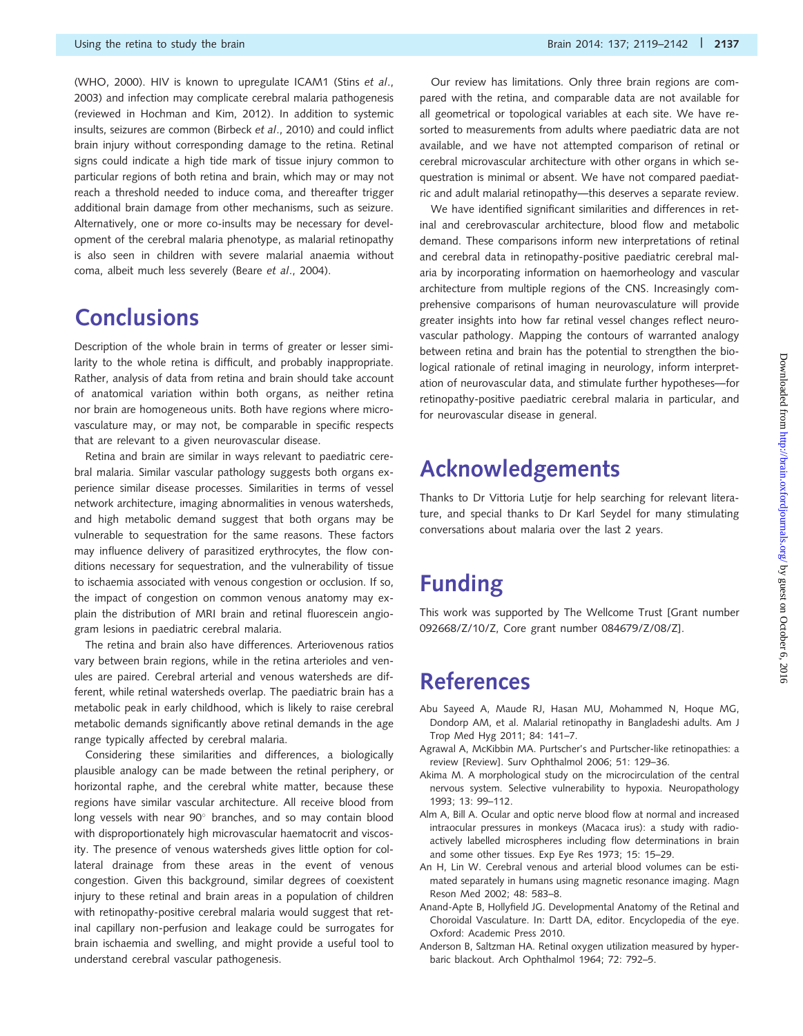(WHO, 2000). HIV is known to upregulate ICAM1 (Stins *et al*., 2003) and infection may complicate cerebral malaria pathogenesis (reviewed in Hochman and Kim, 2012). In addition to systemic insults, seizures are common (Birbeck *et al*., 2010) and could inflict brain injury without corresponding damage to the retina. Retinal signs could indicate a high tide mark of tissue injury common to particular regions of both retina and brain, which may or may not reach a threshold needed to induce coma, and thereafter trigger additional brain damage from other mechanisms, such as seizure. Alternatively, one or more co-insults may be necessary for development of the cerebral malaria phenotype, as malarial retinopathy is also seen in children with severe malarial anaemia without coma, albeit much less severely (Beare *et al*., 2004).

# Conclusions

Description of the whole brain in terms of greater or lesser similarity to the whole retina is difficult, and probably inappropriate. Rather, analysis of data from retina and brain should take account of anatomical variation within both organs, as neither retina nor brain are homogeneous units. Both have regions where microvasculature may, or may not, be comparable in specific respects that are relevant to a given neurovascular disease.

Retina and brain are similar in ways relevant to paediatric cerebral malaria. Similar vascular pathology suggests both organs experience similar disease processes. Similarities in terms of vessel network architecture, imaging abnormalities in venous watersheds, and high metabolic demand suggest that both organs may be vulnerable to sequestration for the same reasons. These factors may influence delivery of parasitized erythrocytes, the flow conditions necessary for sequestration, and the vulnerability of tissue to ischaemia associated with venous congestion or occlusion. If so, the impact of congestion on common venous anatomy may explain the distribution of MRI brain and retinal fluorescein angiogram lesions in paediatric cerebral malaria.

The retina and brain also have differences. Arteriovenous ratios vary between brain regions, while in the retina arterioles and venules are paired. Cerebral arterial and venous watersheds are different, while retinal watersheds overlap. The paediatric brain has a metabolic peak in early childhood, which is likely to raise cerebral metabolic demands significantly above retinal demands in the age range typically affected by cerebral malaria.

Considering these similarities and differences, a biologically plausible analogy can be made between the retinal periphery, or horizontal raphe, and the cerebral white matter, because these regions have similar vascular architecture. All receive blood from long vessels with near 90° branches, and so may contain blood with disproportionately high microvascular haematocrit and viscosity. The presence of venous watersheds gives little option for collateral drainage from these areas in the event of venous congestion. Given this background, similar degrees of coexistent injury to these retinal and brain areas in a population of children with retinopathy-positive cerebral malaria would suggest that retinal capillary non-perfusion and leakage could be surrogates for brain ischaemia and swelling, and might provide a useful tool to understand cerebral vascular pathogenesis.

Our review has limitations. Only three brain regions are compared with the retina, and comparable data are not available for all geometrical or topological variables at each site. We have resorted to measurements from adults where paediatric data are not available, and we have not attempted comparison of retinal or cerebral microvascular architecture with other organs in which sequestration is minimal or absent. We have not compared paediatric and adult malarial retinopathy—this deserves a separate review.

We have identified significant similarities and differences in retinal and cerebrovascular architecture, blood flow and metabolic demand. These comparisons inform new interpretations of retinal and cerebral data in retinopathy-positive paediatric cerebral malaria by incorporating information on haemorheology and vascular architecture from multiple regions of the CNS. Increasingly comprehensive comparisons of human neurovasculature will provide greater insights into how far retinal vessel changes reflect neurovascular pathology. Mapping the contours of warranted analogy between retina and brain has the potential to strengthen the biological rationale of retinal imaging in neurology, inform interpretation of neurovascular data, and stimulate further hypotheses—for retinopathy-positive paediatric cerebral malaria in particular, and for neurovascular disease in general.

# Acknowledgements

Thanks to Dr Vittoria Lutje for help searching for relevant literature, and special thanks to Dr Karl Seydel for many stimulating conversations about malaria over the last 2 years.

# Funding

This work was supported by The Wellcome Trust [Grant number 092668/Z/10/Z, Core grant number 084679/Z/08/Z].

# References

Abu Sayeed A, Maude RJ, Hasan MU, Mohammed N, Hoque MG, Dondorp AM, et al. Malarial retinopathy in Bangladeshi adults. Am J Trop Med Hyg 2011; 84: 141–7.

Agrawal A, McKibbin MA. Purtscher's and Purtscher-like retinopathies: a review [Review]. Surv Ophthalmol 2006; 51: 129–36.

Akima M. A morphological study on the microcirculation of the central nervous system. Selective vulnerability to hypoxia. Neuropathology 1993; 13: 99–112.

Alm A, Bill A. Ocular and optic nerve blood flow at normal and increased intraocular pressures in monkeys (Macaca irus): a study with radioactively labelled microspheres including flow determinations in brain and some other tissues. Exp Eye Res 1973; 15: 15–29.

An H, Lin W. Cerebral venous and arterial blood volumes can be estimated separately in humans using magnetic resonance imaging. Magn Reson Med 2002; 48: 583–8.

Anand-Apte B, Hollyfield JG. Developmental Anatomy of the Retinal and Choroidal Vasculature. In: Dartt DA, editor. Encyclopedia of the eye. Oxford: Academic Press 2010.

Anderson B, Saltzman HA. Retinal oxygen utilization measured by hyperbaric blackout. Arch Ophthalmol 1964; 72: 792–5.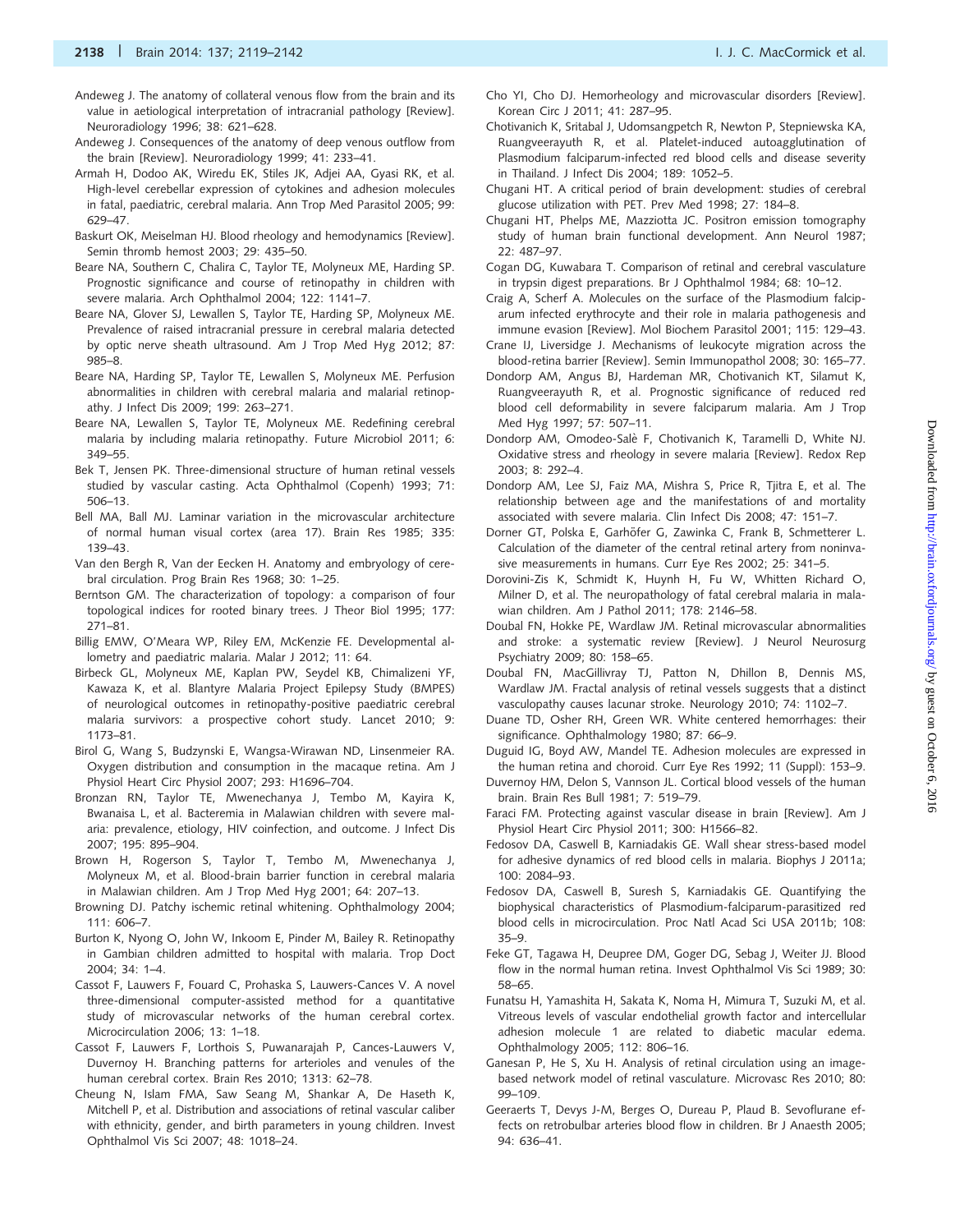Andeweg J. The anatomy of collateral venous flow from the brain and its value in aetiological interpretation of intracranial pathology [Review]. Neuroradiology 1996; 38: 621–628.

Andeweg J. Consequences of the anatomy of deep venous outflow from the brain [Review]. Neuroradiology 1999; 41: 233–41.

Armah H, Dodoo AK, Wiredu EK, Stiles JK, Adjei AA, Gyasi RK, et al. High-level cerebellar expression of cytokines and adhesion molecules in fatal, paediatric, cerebral malaria. Ann Trop Med Parasitol 2005; 99: 629–47.

Baskurt OK, Meiselman HJ. Blood rheology and hemodynamics [Review]. Semin thromb hemost 2003; 29: 435–50.

Beare NA, Southern C, Chalira C, Taylor TE, Molyneux ME, Harding SP. Prognostic significance and course of retinopathy in children with severe malaria. Arch Ophthalmol 2004; 122: 1141–7.

Beare NA, Glover SJ, Lewallen S, Taylor TE, Harding SP, Molyneux ME. Prevalence of raised intracranial pressure in cerebral malaria detected by optic nerve sheath ultrasound. Am J Trop Med Hyg 2012; 87: 985–8.

Beare NA, Harding SP, Taylor TE, Lewallen S, Molyneux ME. Perfusion abnormalities in children with cerebral malaria and malarial retinopathy. J Infect Dis 2009; 199: 263–271.

Beare NA, Lewallen S, Taylor TE, Molyneux ME. Redefining cerebral malaria by including malaria retinopathy. Future Microbiol 2011; 6: 349–55.

Bek T, Jensen PK. Three-dimensional structure of human retinal vessels studied by vascular casting. Acta Ophthalmol (Copenh) 1993; 71: 506–13.

Bell MA, Ball MJ. Laminar variation in the microvascular architecture of normal human visual cortex (area 17). Brain Res 1985; 335: 139–43.

Van den Bergh R, Van der Eecken H. Anatomy and embryology of cerebral circulation. Prog Brain Res 1968; 30: 1–25.

Berntson GM. The characterization of topology: a comparison of four topological indices for rooted binary trees. J Theor Biol 1995; 177: 271–81.

Billig EMW, O'Meara WP, Riley EM, McKenzie FE. Developmental allometry and paediatric malaria. Malar J 2012; 11: 64.

Birbeck GL, Molyneux ME, Kaplan PW, Seydel KB, Chimalizeni YF, Kawaza K, et al. Blantyre Malaria Project Epilepsy Study (BMPES) of neurological outcomes in retinopathy-positive paediatric cerebral malaria survivors: a prospective cohort study. Lancet 2010; 9: 1173–81.

Birol G, Wang S, Budzynski E, Wangsa-Wirawan ND, Linsenmeier RA. Oxygen distribution and consumption in the macaque retina. Am J Physiol Heart Circ Physiol 2007; 293: H1696–704.

Bronzan RN, Taylor TE, Mwenechanya J, Tembo M, Kayira K, Bwanaisa L, et al. Bacteremia in Malawian children with severe malaria: prevalence, etiology, HIV coinfection, and outcome. J Infect Dis 2007; 195: 895–904.

Brown H, Rogerson S, Taylor T, Tembo M, Mwenechanya J, Molyneux M, et al. Blood-brain barrier function in cerebral malaria in Malawian children. Am J Trop Med Hyg 2001; 64: 207–13.

Browning DJ. Patchy ischemic retinal whitening. Ophthalmology 2004; 111: 606–7.

Burton K, Nyong O, John W, Inkoom E, Pinder M, Bailey R. Retinopathy in Gambian children admitted to hospital with malaria. Trop Doct 2004; 34: 1–4.

Cassot F, Lauwers F, Fouard C, Prohaska S, Lauwers-Cances V. A novel three-dimensional computer-assisted method for a quantitative study of microvascular networks of the human cerebral cortex. Microcirculation 2006; 13: 1–18.

Cassot F, Lauwers F, Lorthois S, Puwanarajah P, Cances-Lauwers V, Duvernoy H. Branching patterns for arterioles and venules of the human cerebral cortex. Brain Res 2010; 1313: 62–78.

Cheung N, Islam FMA, Saw Seang M, Shankar A, De Haseth K, Mitchell P, et al. Distribution and associations of retinal vascular caliber with ethnicity, gender, and birth parameters in young children. Invest Ophthalmol Vis Sci 2007; 48: 1018–24.

Cho YI, Cho DJ. Hemorheology and microvascular disorders [Review]. Korean Circ J 2011; 41: 287–95.

Chotivanich K, Sritabal J, Udomsangpetch R, Newton P, Stepniewska KA, Ruangveerayuth R, et al. Platelet-induced autoagglutination of Plasmodium falciparum-infected red blood cells and disease severity in Thailand. J Infect Dis 2004; 189: 1052–5.

Chugani HT. A critical period of brain development: studies of cerebral glucose utilization with PET. Prev Med 1998; 27: 184–8.

Chugani HT, Phelps ME, Mazziotta JC. Positron emission tomography study of human brain functional development. Ann Neurol 1987; 22: 487–97.

Cogan DG, Kuwabara T. Comparison of retinal and cerebral vasculature in trypsin digest preparations. Br J Ophthalmol 1984; 68: 10–12.

Craig A, Scherf A. Molecules on the surface of the Plasmodium falciparum infected erythrocyte and their role in malaria pathogenesis and immune evasion [Review]. Mol Biochem Parasitol 2001; 115: 129–43.

Crane IJ, Liversidge J. Mechanisms of leukocyte migration across the blood-retina barrier [Review]. Semin Immunopathol 2008; 30: 165–77.

Dondorp AM, Angus BJ, Hardeman MR, Chotivanich KT, Silamut K, Ruangveerayuth R, et al. Prognostic significance of reduced red blood cell deformability in severe falciparum malaria. Am J Trop Med Hyg 1997; 57: 507–11.

Dondorp AM, Omodeo-Salè F, Chotivanich K, Taramelli D, White NJ. Oxidative stress and rheology in severe malaria [Review]. Redox Rep 2003; 8: 292–4.

Dondorp AM, Lee SJ, Faiz MA, Mishra S, Price R, Tjitra E, et al. The relationship between age and the manifestations of and mortality associated with severe malaria. Clin Infect Dis 2008; 47: 151–7.

Dorner GT, Polska E, Garhöfer G, Zawinka C, Frank B, Schmetterer L. Calculation of the diameter of the central retinal artery from noninvasive measurements in humans. Curr Eye Res 2002; 25: 341–5.

Dorovini-Zis K, Schmidt K, Huynh H, Fu W, Whitten Richard O, Milner D, et al. The neuropathology of fatal cerebral malaria in malawian children. Am J Pathol 2011; 178: 2146–58.

Doubal FN, Hokke PE, Wardlaw JM. Retinal microvascular abnormalities and stroke: a systematic review [Review]. J Neurol Neurosurg Psychiatry 2009; 80: 158–65.

Doubal FN, MacGillivray TJ, Patton N, Dhillon B, Dennis MS, Wardlaw JM. Fractal analysis of retinal vessels suggests that a distinct vasculopathy causes lacunar stroke. Neurology 2010; 74: 1102–7.

Duane TD, Osher RH, Green WR. White centered hemorrhages: their significance. Ophthalmology 1980; 87: 66–9.

Duguid IG, Boyd AW, Mandel TE. Adhesion molecules are expressed in the human retina and choroid. Curr Eye Res 1992; 11 (Suppl): 153–9.

Duvernoy HM, Delon S, Vannson JL. Cortical blood vessels of the human brain. Brain Res Bull 1981; 7: 519–79.

Faraci FM. Protecting against vascular disease in brain [Review]. Am J Physiol Heart Circ Physiol 2011; 300: H1566–82.

Fedosov DA, Caswell B, Karniadakis GE. Wall shear stress-based model for adhesive dynamics of red blood cells in malaria. Biophys J 2011a; 100: 2084–93.

Fedosov DA, Caswell B, Suresh S, Karniadakis GE. Quantifying the biophysical characteristics of Plasmodium-falciparum-parasitized red blood cells in microcirculation. Proc Natl Acad Sci USA 2011b; 108: 35–9.

Feke GT, Tagawa H, Deupree DM, Goger DG, Sebag J, Weiter JJ. Blood flow in the normal human retina. Invest Ophthalmol Vis Sci 1989; 30: 58–65.

Funatsu H, Yamashita H, Sakata K, Noma H, Mimura T, Suzuki M, et al. Vitreous levels of vascular endothelial growth factor and intercellular adhesion molecule 1 are related to diabetic macular edema. Ophthalmology 2005; 112: 806–16.

Ganesan P, He S, Xu H. Analysis of retinal circulation using an image-based network model of retinal vasculature. Microvasc Res 2010; 80: 99–109.

Geeraerts T, Devys J-M, Berges O, Dureau P, Plaud B. Sevoflurane effects on retrobulbar arteries blood flow in children. Br J Anaesth 2005; 94: 636–41.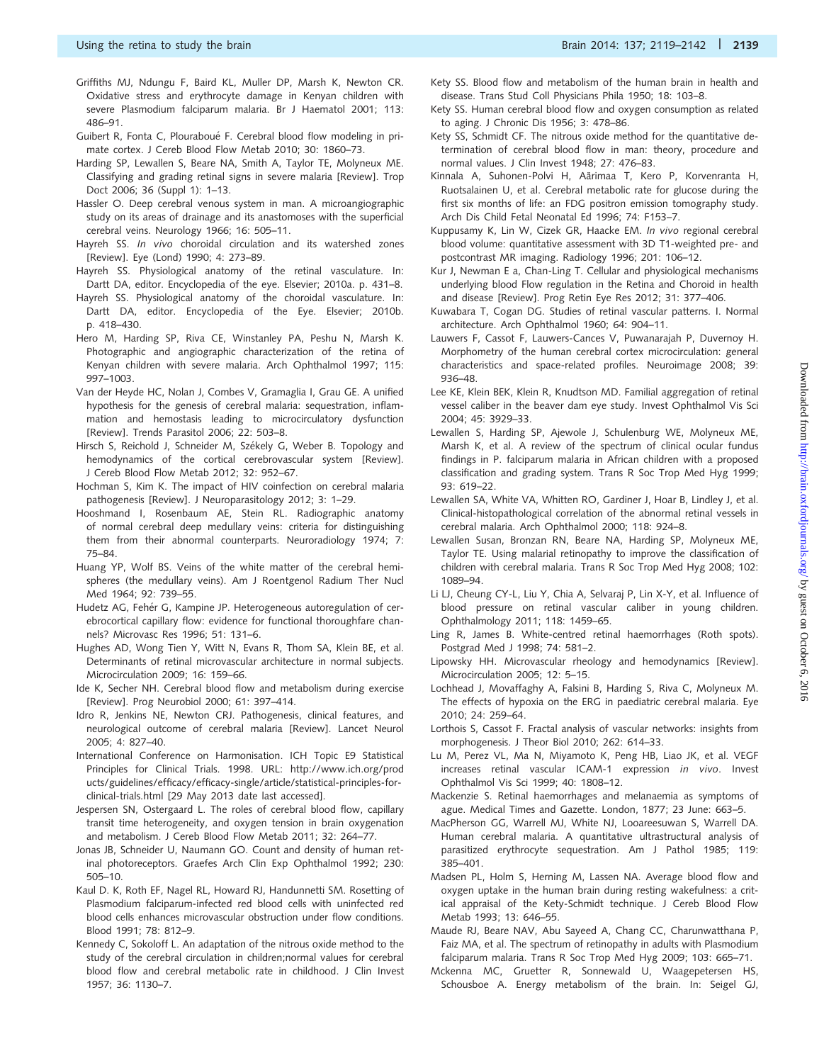Griffiths MJ, Ndungu F, Baird KL, Muller DP, Marsh K, Newton CR. Oxidative stress and erythrocyte damage in Kenyan children with severe Plasmodium falciparum malaria. Br J Haematol 2001; 113: 486–91.

Guibert R, Fonta C, Plouraboué F. Cerebral blood flow modeling in primate cortex. J Cereb Blood Flow Metab 2010; 30: 1860–73.

Harding SP, Lewallen S, Beare NA, Smith A, Taylor TE, Molyneux ME. Classifying and grading retinal signs in severe malaria [Review]. Trop Doct 2006; 36 (Suppl 1): 1–13.

Hassler O. Deep cerebral venous system in man. A microangiographic study on its areas of drainage and its anastomoses with the superficial cerebral veins. Neurology 1966; 16: 505–11.

Hayreh SS. *In vivo* choroidal circulation and its watershed zones [Review]. Eye (Lond) 1990; 4: 273–89.

Hayreh SS. Physiological anatomy of the retinal vasculature. In: Dartt DA, editor. Encyclopedia of the eye. Elsevier; 2010a. p. 431–8.

Hayreh SS. Physiological anatomy of the choroidal vasculature. In: Dartt DA, editor. Encyclopedia of the Eye. Elsevier; 2010b. p. 418–430.

Hero M, Harding SP, Riva CE, Winstanley PA, Peshu N, Marsh K. Photographic and angiographic characterization of the retina of Kenyan children with severe malaria. Arch Ophthalmol 1997; 115: 997–1003.

Van der Heyde HC, Nolan J, Combes V, Gramaglia I, Grau GE. A unified hypothesis for the genesis of cerebral malaria: sequestration, inflammation and hemostasis leading to microcirculatory dysfunction [Review]. Trends Parasitol 2006; 22: 503–8.

Hirsch S, Reichold J, Schneider M, Székely G, Weber B. Topology and hemodynamics of the cortical cerebrovascular system [Review]. J Cereb Blood Flow Metab 2012; 32: 952–67.

Hochman S, Kim K. The impact of HIV coinfection on cerebral malaria pathogenesis [Review]. J Neuroparasitology 2012; 3: 1–29.

Hooshmand I, Rosenbaum AE, Stein RL. Radiographic anatomy of normal cerebral deep medullary veins: criteria for distinguishing them from their abnormal counterparts. Neuroradiology 1974; 7: 75–84.

Huang YP, Wolf BS. Veins of the white matter of the cerebral hemispheres (the medullary veins). Am J Roentgenol Radium Ther Nucl Med 1964; 92: 739–55.

Hudetz AG, Fehér G, Kampine JP. Heterogeneous autoregulation of cerebrocortical capillary flow: evidence for functional thoroughfare channels? Microvasc Res 1996; 51: 131–6.

Hughes AD, Wong Tien Y, Witt N, Evans R, Thom SA, Klein BE, et al. Determinants of retinal microvascular architecture in normal subjects. Microcirculation 2009; 16: 159–66.

Ide K, Secher NH. Cerebral blood flow and metabolism during exercise [Review]. Prog Neurobiol 2000; 61: 397–414.

Idro R, Jenkins NE, Newton CRJ. Pathogenesis, clinical features, and neurological outcome of cerebral malaria [Review]. Lancet Neurol 2005; 4: 827–40.

International Conference on Harmonisation. ICH Topic E9 Statistical Principles for Clinical Trials. 1998. URL: http://www.ich.org/products/guidelines/efficacy/efficacy-single/article/statistical-principles-for-clinical-trials.html [29 May 2013 date last accessed].

Jespersen SN, Ostergaard L. The roles of cerebral blood flow, capillary transit time heterogeneity, and oxygen tension in brain oxygenation and metabolism. J Cereb Blood Flow Metab 2011; 32: 264–77.

Jonas JB, Schneider U, Naumann GO. Count and density of human retinal photoreceptors. Graefes Arch Clin Exp Ophthalmol 1992; 230: 505–10.

Kaul D. K, Roth EF, Nagel RL, Howard RJ, Handunnetti SM. Rosetting of Plasmodium falciparum-infected red blood cells with uninfected red blood cells enhances microvascular obstruction under flow conditions. Blood 1991; 78: 812–9.

Kennedy C, Sokoloff L. An adaptation of the nitrous oxide method to the study of the cerebral circulation in children;normal values for cerebral blood flow and cerebral metabolic rate in childhood. J Clin Invest 1957; 36: 1130–7.

Kety SS. Blood flow and metabolism of the human brain in health and disease. Trans Stud Coll Physicians Phila 1950; 18: 103–8.

Kety SS. Human cerebral blood flow and oxygen consumption as related to aging. J Chronic Dis 1956; 3: 478–86.

Kety SS, Schmidt CF. The nitrous oxide method for the quantitative determination of cerebral blood flow in man: theory, procedure and normal values. J Clin Invest 1948; 27: 476–83.

Kinnala A, Suhonen-Polvi H, Äärimaa T, Kero P, Korvenranta H, Ruotsalainen U, et al. Cerebral metabolic rate for glucose during the first six months of life: an FDG positron emission tomography study. Arch Dis Child Fetal Neonatal Ed 1996; 74: F153–7.

Kuppusamy K, Lin W, Cizek GR, Haacke EM. *In vivo* regional cerebral blood volume: quantitative assessment with 3D T1-weighted pre- and postcontrast MR imaging. Radiology 1996; 201: 106–12.

Kur J, Newman E a, Chan-Ling T. Cellular and physiological mechanisms underlying blood Flow regulation in the Retina and Choroid in health and disease [Review]. Prog Retin Eye Res 2012; 31: 377–406.

Kuwabara T, Cogan DG. Studies of retinal vascular patterns. I. Normal architecture. Arch Ophthalmol 1960; 64: 904–11.

Lauwers F, Cassot F, Lauwers-Cances V, Puwanarajah P, Duvernoy H. Morphometry of the human cerebral cortex microcirculation: general characteristics and space-related profiles. Neuroimage 2008; 39: 936–48.

Lee KE, Klein BEK, Klein R, Knudtson MD. Familial aggregation of retinal vessel caliber in the beaver dam eye study. Invest Ophthalmol Vis Sci 2004; 45: 3929–33.

Lewallen S, Harding SP, Ajewole J, Schulenburg WE, Molyneux ME, Marsh K, et al. A review of the spectrum of clinical ocular fundus findings in P. falciparum malaria in African children with a proposed classification and grading system. Trans R Soc Trop Med Hyg 1999; 93: 619–22.

Lewallen SA, White VA, Whitten RO, Gardiner J, Hoar B, Lindley J, et al. Clinical-histopathological correlation of the abnormal retinal vessels in cerebral malaria. Arch Ophthalmol 2000; 118: 924–8.

Lewallen Susan, Bronzan RN, Beare NA, Harding SP, Molyneux ME, Taylor TE. Using malarial retinopathy to improve the classification of children with cerebral malaria. Trans R Soc Trop Med Hyg 2008; 102: 1089–94.

Li LJ, Cheung CY-L, Liu Y, Chia A, Selvaraj P, Lin X-Y, et al. Influence of blood pressure on retinal vascular caliber in young children. Ophthalmology 2011; 118: 1459–65.

Ling R, James B. White-centred retinal haemorrhages (Roth spots). Postgrad Med J 1998; 74: 581–2.

Lipowsky HH. Microvascular rheology and hemodynamics [Review]. Microcirculation 2005; 12: 5–15.

Lochhead J, Movaffaghy A, Falsini B, Harding S, Riva C, Molyneux M. The effects of hypoxia on the ERG in paediatric cerebral malaria. Eye 2010; 24: 259–64.

Lorthois S, Cassot F. Fractal analysis of vascular networks: insights from morphogenesis. J Theor Biol 2010; 262: 614–33.

Lu M, Perez VL, Ma N, Miyamoto K, Peng HB, Liao JK, et al. VEGF increases retinal vascular ICAM-1 expression *in vivo*. Invest Ophthalmol Vis Sci 1999; 40: 1808–12.

Mackenzie S. Retinal haemorrhages and melanaemia as symptoms of ague. Medical Times and Gazette. London, 1877; 23 June: 663–5.

MacPherson GG, Warrell MJ, White NJ, Looareesuwan S, Warrell DA. Human cerebral malaria. A quantitative ultrastructural analysis of parasitized erythrocyte sequestration. Am J Pathol 1985; 119: 385–401.

Madsen PL, Holm S, Herning M, Lassen NA. Average blood flow and oxygen uptake in the human brain during resting wakefulness: a critical appraisal of the Kety-Schmidt technique. J Cereb Blood Flow Metab 1993; 13: 646–55.

Maude RJ, Beare NAV, Abu Sayeed A, Chang CC, Charunwatthana P, Faiz MA, et al. The spectrum of retinopathy in adults with Plasmodium falciparum malaria. Trans R Soc Trop Med Hyg 2009; 103: 665–71.

Mckenna MC, Gruetter R, Sonnewald U, Waagepetersen HS, Schousboe A. Energy metabolism of the brain. In: Seigel GJ,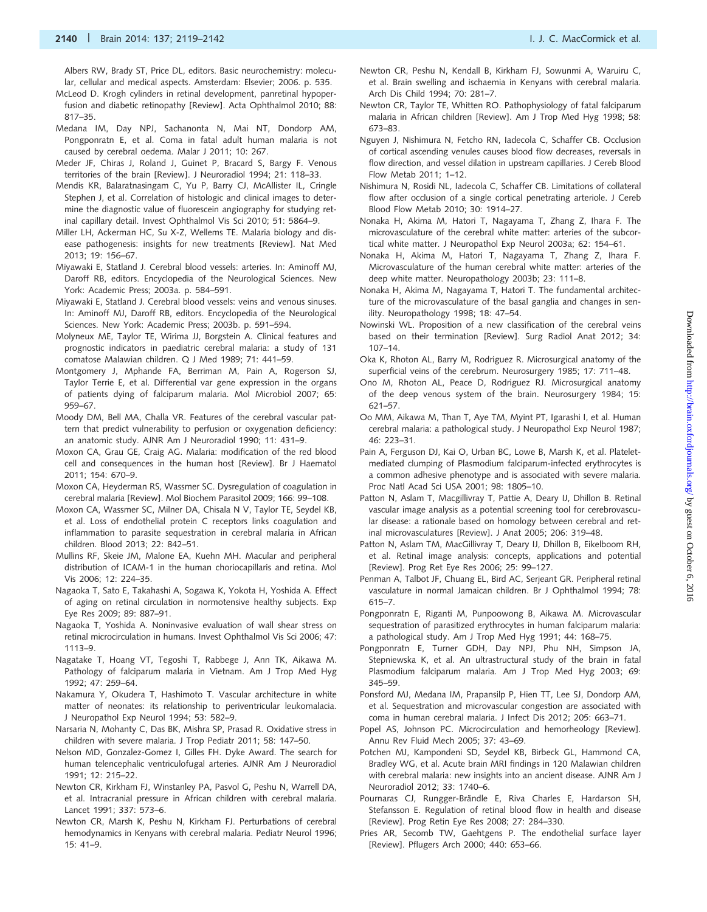Albers RW, Brady ST, Price DL, editors. Basic neurochemistry: molecular, cellular and medical aspects. Amsterdam: Elsevier; 2006. p. 535.

McLeod D. Krogh cylinders in retinal development, panretinal hypoperfusion and diabetic retinopathy [Review]. Acta Ophthalmol 2010; 88: 817–35.

Medana IM, Day NPJ, Sachanonta N, Mai NT, Dondorp AM, Pongponratn E, et al. Coma in fatal adult human malaria is not caused by cerebral oedema. Malar J 2011; 10: 267.

Meder JF, Chiras J, Roland J, Guinet P, Bracard S, Bargy F. Venous territories of the brain [Review]. J Neuroradiol 1994; 21: 118–33.

Mendis KR, Balaratnasingam C, Yu P, Barry CJ, McAllister IL, Cringle Stephen J, et al. Correlation of histologic and clinical images to determine the diagnostic value of fluorescein angiography for studying retinal capillary detail. Invest Ophthalmol Vis Sci 2010; 51: 5864–9.

Miller LH, Ackerman HC, Su X-Z, Wellems TE. Malaria biology and disease pathogenesis: insights for new treatments [Review]. Nat Med 2013; 19: 156–67.

Miyawaki E, Statland J. Cerebral blood vessels: arteries. In: Aminoff MJ, Daroff RB, editors. Encyclopedia of the Neurological Sciences. New York: Academic Press; 2003a. p. 584–591.

Miyawaki E, Statland J. Cerebral blood vessels: veins and venous sinuses. In: Aminoff MJ, Daroff RB, editors. Encyclopedia of the Neurological Sciences. New York: Academic Press; 2003b. p. 591–594.

Molyneux ME, Taylor TE, Wirima JJ, Borgstein A. Clinical features and prognostic indicators in paediatric cerebral malaria: a study of 131 comatose Malawian children. Q J Med 1989; 71: 441–59.

Montgomery J, Mphande FA, Berriman M, Pain A, Rogerson SJ, Taylor Terrie E, et al. Differential var gene expression in the organs of patients dying of falciparum malaria. Mol Microbiol 2007; 65: 959–67.

Moody DM, Bell MA, Challa VR. Features of the cerebral vascular pattern that predict vulnerability to perfusion or oxygenation deficiency: an anatomic study. AJNR Am J Neuroradiol 1990; 11: 431–9.

Moxon CA, Grau GE, Craig AG. Malaria: modification of the red blood cell and consequences in the human host [Review]. Br J Haematol 2011; 154: 670–9.

Moxon CA, Heyderman RS, Wassmer SC. Dysregulation of coagulation in cerebral malaria [Review]. Mol Biochem Parasitol 2009; 166: 99–108.

Moxon CA, Wassmer SC, Milner DA, Chisala N V, Taylor TE, Seydel KB, et al. Loss of endothelial protein C receptors links coagulation and inflammation to parasite sequestration in cerebral malaria in African children. Blood 2013; 22: 842–51.

Mullins RF, Skeie JM, Malone EA, Kuehn MH. Macular and peripheral distribution of ICAM-1 in the human choriocapillaris and retina. Mol Vis 2006; 12: 224–35.

Nagaoka T, Sato E, Takahashi A, Sogawa K, Yokota H, Yoshida A. Effect of aging on retinal circulation in normotensive healthy subjects. Exp Eye Res 2009; 89: 887–91.

Nagaoka T, Yoshida A. Noninvasive evaluation of wall shear stress on retinal microcirculation in humans. Invest Ophthalmol Vis Sci 2006; 47: 1113–9.

Nagatake T, Hoang VT, Tegoshi T, Rabbege J, Ann TK, Aikawa M. Pathology of falciparum malaria in Vietnam. Am J Trop Med Hyg 1992; 47: 259–64.

Nakamura Y, Okudera T, Hashimoto T. Vascular architecture in white matter of neonates: its relationship to periventricular leukomalacia. J Neuropathol Exp Neurol 1994; 53: 582–9.

Narsaria N, Mohanty C, Das BK, Mishra SP, Prasad R. Oxidative stress in children with severe malaria. J Trop Pediatr 2011; 58: 147–50.

Nelson MD, Gonzalez-Gomez I, Gilles FH. Dyke Award. The search for human telencephalic ventriculofugal arteries. AJNR Am J Neuroradiol 1991; 12: 215–22.

Newton CR, Kirkham FJ, Winstanley PA, Pasvol G, Peshu N, Warrell DA, et al. Intracranial pressure in African children with cerebral malaria. Lancet 1991; 337: 573–6.

Newton CR, Marsh K, Peshu N, Kirkham FJ. Perturbations of cerebral hemodynamics in Kenyans with cerebral malaria. Pediatr Neurol 1996; 15: 41–9.

Newton CR, Peshu N, Kendall B, Kirkham FJ, Sowunmi A, Waruiru C, et al. Brain swelling and ischaemia in Kenyans with cerebral malaria. Arch Dis Child 1994; 70: 281–7.

Newton CR, Taylor TE, Whitten RO. Pathophysiology of fatal falciparum malaria in African children [Review]. Am J Trop Med Hyg 1998; 58: 673–83.

Nguyen J, Nishimura N, Fetcho RN, Iadecola C, Schaffer CB. Occlusion of cortical ascending venules causes blood flow decreases, reversals in flow direction, and vessel dilation in upstream capillaries. J Cereb Blood Flow Metab 2011; 1–12.

Nishimura N, Rosidi NL, Iadecola C, Schaffer CB. Limitations of collateral flow after occlusion of a single cortical penetrating arteriole. J Cereb Blood Flow Metab 2010; 30: 1914–27.

Nonaka H, Akima M, Hatori T, Nagayama T, Zhang Z, Ihara F. The microvasculature of the cerebral white matter: arteries of the subcortical white matter. J Neuropathol Exp Neurol 2003a; 62: 154–61.

Nonaka H, Akima M, Hatori T, Nagayama T, Zhang Z, Ihara F. Microvasculature of the human cerebral white matter: arteries of the deep white matter. Neuropathology 2003b; 23: 111–8.

Nonaka H, Akima M, Nagayama T, Hatori T. The fundamental architecture of the microvasculature of the basal ganglia and changes in senility. Neuropathology 1998; 18: 47–54.

Nowinski WL. Proposition of a new classification of the cerebral veins based on their termination [Review]. Surg Radiol Anat 2012; 34: 107–14.

Oka K, Rhoton AL, Barry M, Rodriguez R. Microsurgical anatomy of the superficial veins of the cerebrum. Neurosurgery 1985; 17: 711–48.

Ono M, Rhoton AL, Peace D, Rodriguez RJ. Microsurgical anatomy of the deep venous system of the brain. Neurosurgery 1984; 15: 621–57.

Oo MM, Aikawa M, Than T, Aye TM, Myint PT, Igarashi I, et al. Human cerebral malaria: a pathological study. J Neuropathol Exp Neurol 1987; 46: 223–31.

Pain A, Ferguson DJ, Kai O, Urban BC, Lowe B, Marsh K, et al. Platelet-mediated clumping of Plasmodium falciparum-infected erythrocytes is a common adhesive phenotype and is associated with severe malaria. Proc Natl Acad Sci USA 2001; 98: 1805–10.

Patton N, Aslam T, Macgillivray T, Pattie A, Deary IJ, Dhillon B. Retinal vascular image analysis as a potential screening tool for cerebrovascular disease: a rationale based on homology between cerebral and retinal microvasculatures [Review]. J Anat 2005; 206: 319–48.

Patton N, Aslam TM, MacGillivray T, Deary IJ, Dhillon B, Eikelboom RH, et al. Retinal image analysis: concepts, applications and potential [Review]. Prog Ret Eye Res 2006; 25: 99–127.

Penman A, Talbot JF, Chuang EL, Bird AC, Serjeant GR. Peripheral retinal vasculature in normal Jamaican children. Br J Ophthalmol 1994; 78: 615–7.

Pongponratn E, Riganti M, Punpoowong B, Aikawa M. Microvascular sequestration of parasitized erythrocytes in human falciparum malaria: a pathological study. Am J Trop Med Hyg 1991; 44: 168–75.

Pongponratn E, Turner GDH, Day NPJ, Phu NH, Simpson JA, Stepniewska K, et al. An ultrastructural study of the brain in fatal Plasmodium falciparum malaria. Am J Trop Med Hyg 2003; 69: 345–59.

Ponsford MJ, Medana IM, Prapansilp P, Hien TT, Lee SJ, Dondorp AM, et al. Sequestration and microvascular congestion are associated with coma in human cerebral malaria. J Infect Dis 2012; 205: 663–71.

Popel AS, Johnson PC. Microcirculation and hemorheology [Review]. Annu Rev Fluid Mech 2005; 37: 43–69.

Potchen MJ, Kampondeni SD, Seydel KB, Birbeck GL, Hammond CA, Bradley WG, et al. Acute brain MRI findings in 120 Malawian children with cerebral malaria: new insights into an ancient disease. AJNR Am J Neuroradiol 2012; 33: 1740–6.

Pournaras CJ, Rungger-Brändle E, Riva Charles E, Hardarson SH, Stefansson E. Regulation of retinal blood flow in health and disease [Review]. Prog Retin Eye Res 2008; 27: 284–330.

Pries AR, Secomb TW, Gaehtgens P. The endothelial surface layer [Review]. Pflugers Arch 2000; 440: 653–66.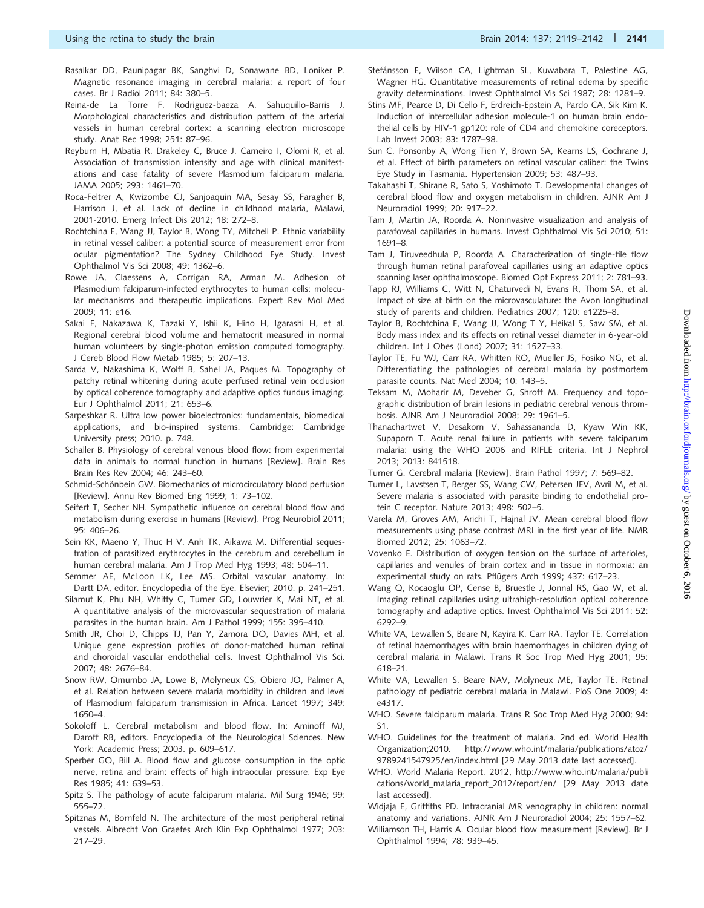Rasalkar DD, Paunipagar BK, Sanghvi D, Sonawane BD, Loniker P. Magnetic resonance imaging in cerebral malaria: a report of four cases. Br J Radiol 2011; 84: 380–5.

Reina-de La Torre F, Rodriguez-baeza A, Sahuquillo-Barris J. Morphological characteristics and distribution pattern of the arterial vessels in human cerebral cortex: a scanning electron microscope study. Anat Rec 1998; 251: 87–96.

Reyburn H, Mbatia R, Drakeley C, Bruce J, Carneiro I, Olomi R, et al. Association of transmission intensity and age with clinical manifestations and case fatality of severe Plasmodium falciparum malaria. JAMA 2005; 293: 1461–70.

Roca-Feltrer A, Kwizombe CJ, Sanjoaquin MA, Sesay SS, Faragher B, Harrison J, et al. Lack of decline in childhood malaria, Malawi, 2001-2010. Emerg Infect Dis 2012; 18: 272–8.

Rochtchina E, Wang JJ, Taylor B, Wong TY, Mitchell P. Ethnic variability in retinal vessel caliber: a potential source of measurement error from ocular pigmentation? The Sydney Childhood Eye Study. Invest Ophthalmol Vis Sci 2008; 49: 1362–6.

Rowe JA, Claessens A, Corrigan RA, Arman M. Adhesion of Plasmodium falciparum-infected erythrocytes to human cells: molecular mechanisms and therapeutic implications. Expert Rev Mol Med 2009; 11: e16.

Sakai F, Nakazawa K, Tazaki Y, Ishii K, Hino H, Igarashi H, et al. Regional cerebral blood volume and hematocrit measured in normal human volunteers by single-photon emission computed tomography. J Cereb Blood Flow Metab 1985; 5: 207–13.

Sarda V, Nakashima K, Wolff B, Sahel JA, Paques M. Topography of patchy retinal whitening during acute perfused retinal vein occlusion by optical coherence tomography and adaptive optics fundus imaging. Eur J Ophthalmol 2011; 21: 653–6.

Sarpeshkar R. Ultra low power bioelectronics: fundamentals, biomedical applications, and bio-inspired systems. Cambridge: Cambridge University press; 2010. p. 748.

Schaller B. Physiology of cerebral venous blood flow: from experimental data in animals to normal function in humans [Review]. Brain Res Brain Res Rev 2004; 46: 243–60.

Schmid-Schönbein GW. Biomechanics of microcirculatory blood perfusion [Review]. Annu Rev Biomed Eng 1999; 1: 73–102.

Seifert T, Secher NH. Sympathetic influence on cerebral blood flow and metabolism during exercise in humans [Review]. Prog Neurobiol 2011; 95: 406–26.

Sein KK, Maeno Y, Thuc H V, Anh TK, Aikawa M. Differential sequestration of parasitized erythrocytes in the cerebrum and cerebellum in human cerebral malaria. Am J Trop Med Hyg 1993; 48: 504–11.

Semmer AE, McLoon LK, Lee MS. Orbital vascular anatomy. In: Dartt DA, editor. Encyclopedia of the Eye. Elsevier; 2010. p. 241–251.

Silamut K, Phu NH, Whitty C, Turner GD, Louwrier K, Mai NT, et al. A quantitative analysis of the microvascular sequestration of malaria parasites in the human brain. Am J Pathol 1999; 155: 395–410.

Smith JR, Choi D, Chipps TJ, Pan Y, Zamora DO, Davies MH, et al. Unique gene expression profiles of donor-matched human retinal and choroidal vascular endothelial cells. Invest Ophthalmol Vis Sci. 2007; 48: 2676–84.

Snow RW, Omumbo JA, Lowe B, Molyneux CS, Obiero JO, Palmer A, et al. Relation between severe malaria morbidity in children and level of Plasmodium falciparum transmission in Africa. Lancet 1997; 349: 1650–4.

Sokoloff L. Cerebral metabolism and blood flow. In: Aminoff MJ, Daroff RB, editors. Encyclopedia of the Neurological Sciences. New York: Academic Press; 2003. p. 609–617.

Sperber GO, Bill A. Blood flow and glucose consumption in the optic nerve, retina and brain: effects of high intraocular pressure. Exp Eye Res 1985; 41: 639–53.

Spitz S. The pathology of acute falciparum malaria. Mil Surg 1946; 99: 555–72.

Spitznas M, Bornfeld N. The architecture of the most peripheral retinal vessels. Albrecht Von Graefes Arch Klin Exp Ophthalmol 1977; 203: 217–29.

Stefánsson E, Wilson CA, Lightman SL, Kuwabara T, Palestine AG, Wagner HG. Quantitative measurements of retinal edema by specific gravity determinations. Invest Ophthalmol Vis Sci 1987; 28: 1281–9.

Stins MF, Pearce D, Di Cello F, Erdreich-Epstein A, Pardo CA, Sik Kim K. Induction of intercellular adhesion molecule-1 on human brain endothelial cells by HIV-1 gp120: role of CD4 and chemokine coreceptors. Lab Invest 2003; 83: 1787–98.

Sun C, Ponsonby A, Wong Tien Y, Brown SA, Kearns LS, Cochrane J, et al. Effect of birth parameters on retinal vascular caliber: the Twins Eye Study in Tasmania. Hypertension 2009; 53: 487–93.

Takahashi T, Shirane R, Sato S, Yoshimoto T. Developmental changes of cerebral blood flow and oxygen metabolism in children. AJNR Am J Neuroradiol 1999; 20: 917–22.

Tam J, Martin JA, Roorda A. Noninvasive visualization and analysis of parafoveal capillaries in humans. Invest Ophthalmol Vis Sci 2010; 51: 1691–8.

Tam J, Tiruveedhula P, Roorda A. Characterization of single-file flow through human retinal parafoveal capillaries using an adaptive optics scanning laser ophthalmoscope. Biomed Opt Express 2011; 2: 781–93.

Tapp RJ, Williams C, Witt N, Chaturvedi N, Evans R, Thom SA, et al. Impact of size at birth on the microvasculature: the Avon longitudinal study of parents and children. Pediatrics 2007; 120: e1225–8.

Taylor B, Rochtchina E, Wang JJ, Wong T Y, Heikal S, Saw SM, et al. Body mass index and its effects on retinal vessel diameter in 6-year-old children. Int J Obes (Lond) 2007; 31: 1527–33.

Taylor TE, Fu WJ, Carr RA, Whitten RO, Mueller JS, Fosiko NG, et al. Differentiating the pathologies of cerebral malaria by postmortem parasite counts. Nat Med 2004; 10: 143–5.

Teksam M, Moharir M, Deveber G, Shroff M. Frequency and topographic distribution of brain lesions in pediatric cerebral venous thrombosis. AJNR Am J Neuroradiol 2008; 29: 1961–5.

Thanachartwet V, Desakorn V, Sahassananda D, Kyaw Win KK, Supaporn T. Acute renal failure in patients with severe falciparum malaria: using the WHO 2006 and RIFLE criteria. Int J Nephrol 2013; 2013: 841518.

Turner G. Cerebral malaria [Review]. Brain Pathol 1997; 7: 569–82.

Turner L, Lavstsen T, Berger SS, Wang CW, Petersen JEV, Avril M, et al. Severe malaria is associated with parasite binding to endothelial protein C receptor. Nature 2013; 498: 502–5.

Varela M, Groves AM, Arichi T, Hajnal JV. Mean cerebral blood flow measurements using phase contrast MRI in the first year of life. NMR Biomed 2012; 25: 1063–72.

Vovenko E. Distribution of oxygen tension on the surface of arterioles, capillaries and venules of brain cortex and in tissue in normoxia: an experimental study on rats. Pflügers Arch 1999; 437: 617–23.

Wang Q, Kocaoglu OP, Cense B, Bruestle J, Jonnal RS, Gao W, et al. Imaging retinal capillaries using ultrahigh-resolution optical coherence tomography and adaptive optics. Invest Ophthalmol Vis Sci 2011; 52: 6292–9.

White VA, Lewallen S, Beare N, Kayira K, Carr RA, Taylor TE. Correlation of retinal haemorrhages with brain haemorrhages in children dying of cerebral malaria in Malawi. Trans R Soc Trop Med Hyg 2001; 95: 618–21.

White VA, Lewallen S, Beare NAV, Molyneux ME, Taylor TE. Retinal pathology of pediatric cerebral malaria in Malawi. PloS One 2009; 4: e4317.

WHO. Severe falciparum malaria. Trans R Soc Trop Med Hyg 2000; 94: S1.

WHO. Guidelines for the treatment of malaria. 2nd ed. World Health Organization;2010. http://www.who.int/malaria/publications/atoz/9789241547925/en/index.html [29 May 2013 date last accessed].

WHO. World Malaria Report. 2012, http://www.who.int/malaria/publications/world_malaria_report_2012/report/en/ [29 May 2013 date last accessed].

Widjaja E, Griffiths PD. Intracranial MR venography in children: normal anatomy and variations. AJNR Am J Neuroradiol 2004; 25: 1557–62.

Williamson TH, Harris A. Ocular blood flow measurement [Review]. Br J Ophthalmol 1994; 78: 939–45.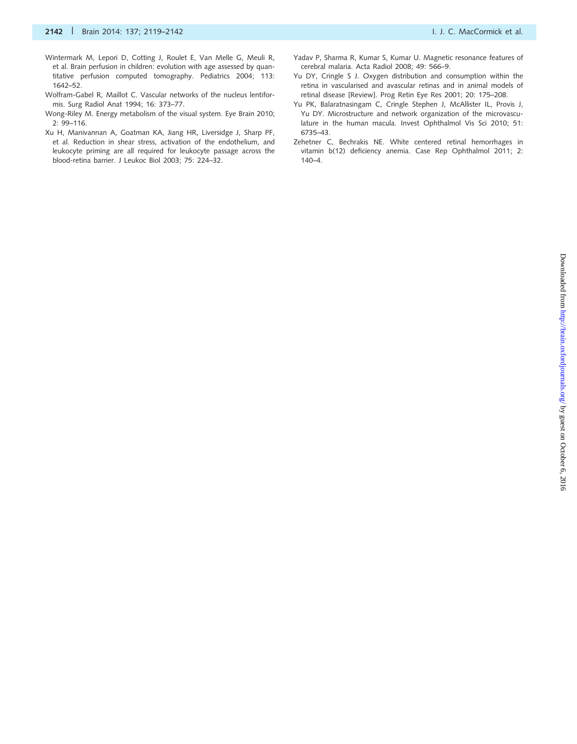Wintermark M, Lepori D, Cotting J, Roulet E, Van Melle G, Meuli R, et al. Brain perfusion in children: evolution with age assessed by quantitative perfusion computed tomography. Pediatrics 2004; 113: 1642–52.

Wolfram-Gabel R, Maillot C. Vascular networks of the nucleus lentiformis. Surg Radiol Anat 1994; 16: 373–77.

Wong-Riley M. Energy metabolism of the visual system. Eye Brain 2010; 2: 99–116.

Xu H, Manivannan A, Goatman KA, Jiang HR, Liversidge J, Sharp PF, et al. Reduction in shear stress, activation of the endothelium, and leukocyte priming are all required for leukocyte passage across the blood-retina barrier. J Leukoc Biol 2003; 75: 224–32.

Yadav P, Sharma R, Kumar S, Kumar U. Magnetic resonance features of cerebral malaria. Acta Radiol 2008; 49: 566–9.

Yu DY, Cringle S J. Oxygen distribution and consumption within the retina in vascularised and avascular retinas and in animal models of retinal disease [Review]. Prog Retin Eye Res 2001; 20: 175–208.

Yu PK, Balaratnasingam C, Cringle Stephen J, McAllister IL, Provis J, Yu DY. Microstructure and network organization of the microvasculature in the human macula. Invest Ophthalmol Vis Sci 2010; 51: 6735–43.

Zehetner C, Bechrakis NE. White centered retinal hemorrhages in vitamin b(12) deficiency anemia. Case Rep Ophthalmol 2011; 2: 140–4.